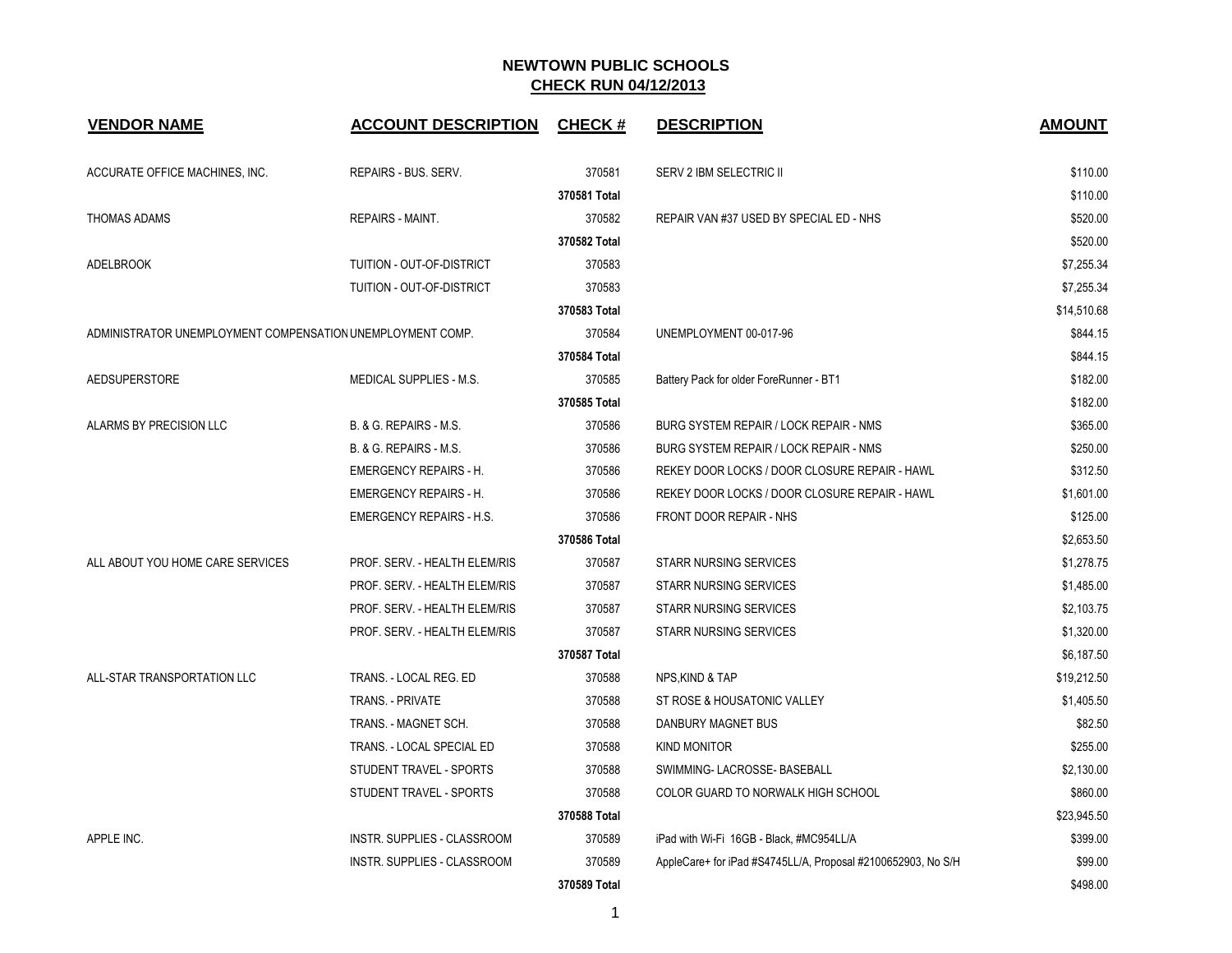# NEWTOWN PUBLIC SCHOOLS

## CHECK RUN 04/12/2013

| VENDOR NAME | ACCOUNT DESCRIPTION | CHECK # | DESCRIPTION | AMOUNT |
|---|---|---|---|---|
| ACCURATE OFFICE MACHINES, INC. | REPAIRS - BUS. SERV. | 370581 | SERV 2 IBM SELECTRIC II | $110.00 |
| | | 370581 Total | | $110.00 |
| THOMAS ADAMS | REPAIRS - MAINT. | 370582 | REPAIR VAN #37 USED BY SPECIAL ED - NHS | $520.00 |
| | | 370582 Total | | $520.00 |
| ADELBROOK | TUITION - OUT-OF-DISTRICT | 370583 | | $7,255.34 |
| | TUITION - OUT-OF-DISTRICT | 370583 | | $7,255.34 |
| | | 370583 Total | | $14,510.68 |
| ADMINISTRATOR UNEMPLOYMENT COMPENSATION | UNEMPLOYMENT COMP. | 370584 | UNEMPLOYMENT 00-017-96 | $844.15 |
| | | 370584 Total | | $844.15 |
| AEDSUPERSTORE | MEDICAL SUPPLIES - M.S. | 370585 | Battery Pack for older ForeRunner - BT1 | $182.00 |
| | | 370585 Total | | $182.00 |
| ALARMS BY PRECISION LLC | B. & G. REPAIRS - M.S. | 370586 | BURG SYSTEM REPAIR / LOCK REPAIR - NMS | $365.00 |
| | B. & G. REPAIRS - M.S. | 370586 | BURG SYSTEM REPAIR / LOCK REPAIR - NMS | $250.00 |
| | EMERGENCY REPAIRS - H. | 370586 | REKEY DOOR LOCKS / DOOR CLOSURE REPAIR - HAWL | $312.50 |
| | EMERGENCY REPAIRS - H. | 370586 | REKEY DOOR LOCKS / DOOR CLOSURE REPAIR - HAWL | $1,601.00 |
| | EMERGENCY REPAIRS - H.S. | 370586 | FRONT DOOR REPAIR - NHS | $125.00 |
| | | 370586 Total | | $2,653.50 |
| ALL ABOUT YOU HOME CARE SERVICES | PROF. SERV. - HEALTH ELEM/RIS | 370587 | STARR NURSING SERVICES | $1,278.75 |
| | PROF. SERV. - HEALTH ELEM/RIS | 370587 | STARR NURSING SERVICES | $1,485.00 |
| | PROF. SERV. - HEALTH ELEM/RIS | 370587 | STARR NURSING SERVICES | $2,103.75 |
| | PROF. SERV. - HEALTH ELEM/RIS | 370587 | STARR NURSING SERVICES | $1,320.00 |
| | | 370587 Total | | $6,187.50 |
| ALL-STAR TRANSPORTATION LLC | TRANS. - LOCAL REG. ED | 370588 | NPS,KIND & TAP | $19,212.50 |
| | TRANS. - PRIVATE | 370588 | ST ROSE & HOUSATONIC VALLEY | $1,405.50 |
| | TRANS. - MAGNET SCH. | 370588 | DANBURY MAGNET BUS | $82.50 |
| | TRANS. - LOCAL SPECIAL ED | 370588 | KIND MONITOR | $255.00 |
| | STUDENT TRAVEL - SPORTS | 370588 | SWIMMING- LACROSSE- BASEBALL | $2,130.00 |
| | STUDENT TRAVEL - SPORTS | 370588 | COLOR GUARD TO NORWALK HIGH SCHOOL | $860.00 |
| | | 370588 Total | | $23,945.50 |
| APPLE INC. | INSTR. SUPPLIES - CLASSROOM | 370589 | iPad with Wi-Fi 16GB - Black, #MC954LL/A | $399.00 |
| | INSTR. SUPPLIES - CLASSROOM | 370589 | AppleCare+ for iPad #S4745LL/A, Proposal #2100652903, No S/H | $99.00 |
| | | 370589 Total | | $498.00 |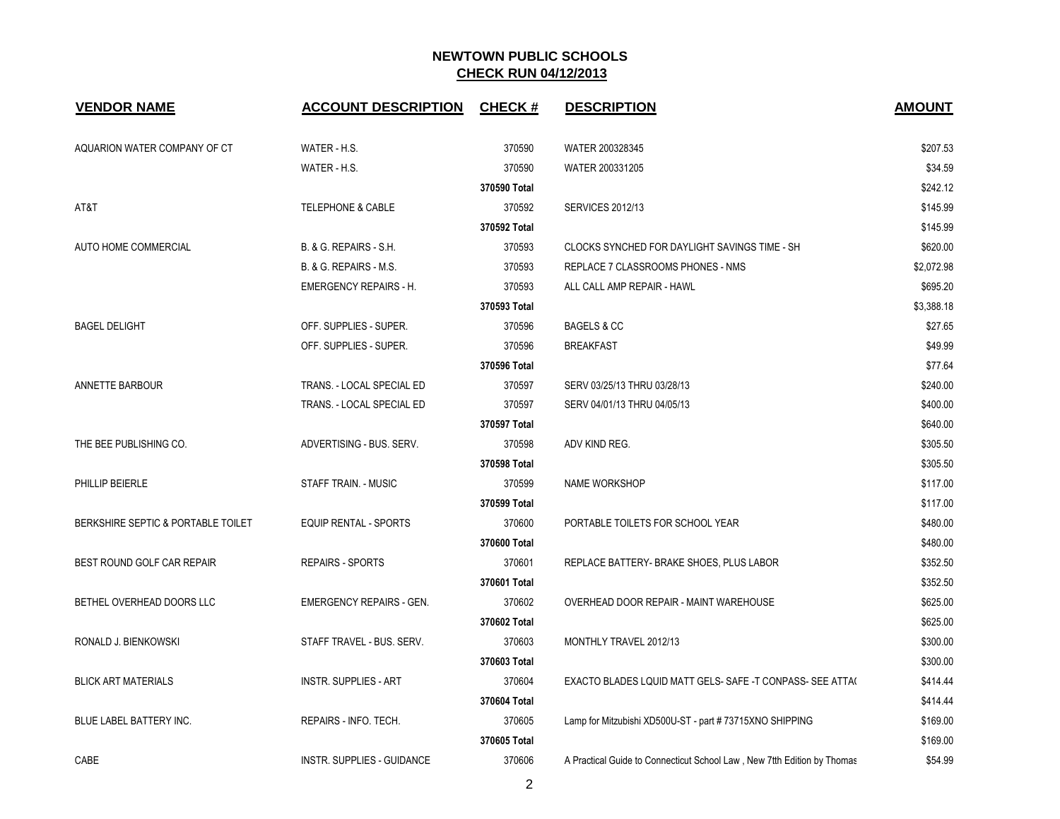# NEWTOWN PUBLIC SCHOOLS

## CHECK RUN 04/12/2013

| VENDOR NAME | ACCOUNT DESCRIPTION | CHECK # | DESCRIPTION | AMOUNT |
|---|---|---|---|---|
| AQUARION WATER COMPANY OF CT | WATER - H.S. | 370590 | WATER 200328345 | $207.53 |
| | WATER - H.S. | 370590 | WATER 200331205 | $34.59 |
| | | 370590 Total | | $242.12 |
| AT&T | TELEPHONE & CABLE | 370592 | SERVICES 2012/13 | $145.99 |
| | | 370592 Total | | $145.99 |
| AUTO HOME COMMERCIAL | B. & G. REPAIRS - S.H. | 370593 | CLOCKS SYNCHED FOR DAYLIGHT SAVINGS TIME - SH | $620.00 |
| | B. & G. REPAIRS - M.S. | 370593 | REPLACE 7 CLASSROOMS PHONES - NMS | $2,072.98 |
| | EMERGENCY REPAIRS - H. | 370593 | ALL CALL AMP REPAIR - HAWL | $695.20 |
| | | 370593 Total | | $3,388.18 |
| BAGEL DELIGHT | OFF. SUPPLIES - SUPER. | 370596 | BAGELS & CC | $27.65 |
| | OFF. SUPPLIES - SUPER. | 370596 | BREAKFAST | $49.99 |
| | | 370596 Total | | $77.64 |
| ANNETTE BARBOUR | TRANS. - LOCAL SPECIAL ED | 370597 | SERV 03/25/13 THRU 03/28/13 | $240.00 |
| | TRANS. - LOCAL SPECIAL ED | 370597 | SERV 04/01/13 THRU 04/05/13 | $400.00 |
| | | 370597 Total | | $640.00 |
| THE BEE PUBLISHING CO. | ADVERTISING - BUS. SERV. | 370598 | ADV KIND REG. | $305.50 |
| | | 370598 Total | | $305.50 |
| PHILLIP BEIERLE | STAFF TRAIN. - MUSIC | 370599 | NAME WORKSHOP | $117.00 |
| | | 370599 Total | | $117.00 |
| BERKSHIRE SEPTIC & PORTABLE TOILET | EQUIP RENTAL - SPORTS | 370600 | PORTABLE TOILETS FOR SCHOOL YEAR | $480.00 |
| | | 370600 Total | | $480.00 |
| BEST ROUND GOLF CAR REPAIR | REPAIRS - SPORTS | 370601 | REPLACE BATTERY- BRAKE SHOES, PLUS LABOR | $352.50 |
| | | 370601 Total | | $352.50 |
| BETHEL OVERHEAD DOORS LLC | EMERGENCY REPAIRS - GEN. | 370602 | OVERHEAD DOOR REPAIR - MAINT WAREHOUSE | $625.00 |
| | | 370602 Total | | $625.00 |
| RONALD J. BIENKOWSKI | STAFF TRAVEL - BUS. SERV. | 370603 | MONTHLY TRAVEL 2012/13 | $300.00 |
| | | 370603 Total | | $300.00 |
| BLICK ART MATERIALS | INSTR. SUPPLIES - ART | 370604 | EXACTO BLADES LQUID MATT GELS- SAFE -T CONPASS- SEE ATTA( | $414.44 |
| | | 370604 Total | | $414.44 |
| BLUE LABEL BATTERY INC. | REPAIRS - INFO. TECH. | 370605 | Lamp for Mitzubishi XD500U-ST - part # 73715XNO SHIPPING | $169.00 |
| | | 370605 Total | | $169.00 |
| CABE | INSTR. SUPPLIES - GUIDANCE | 370606 | A Practical Guide to Connecticut School Law , New 7tth Edition by Thomas | $54.99 |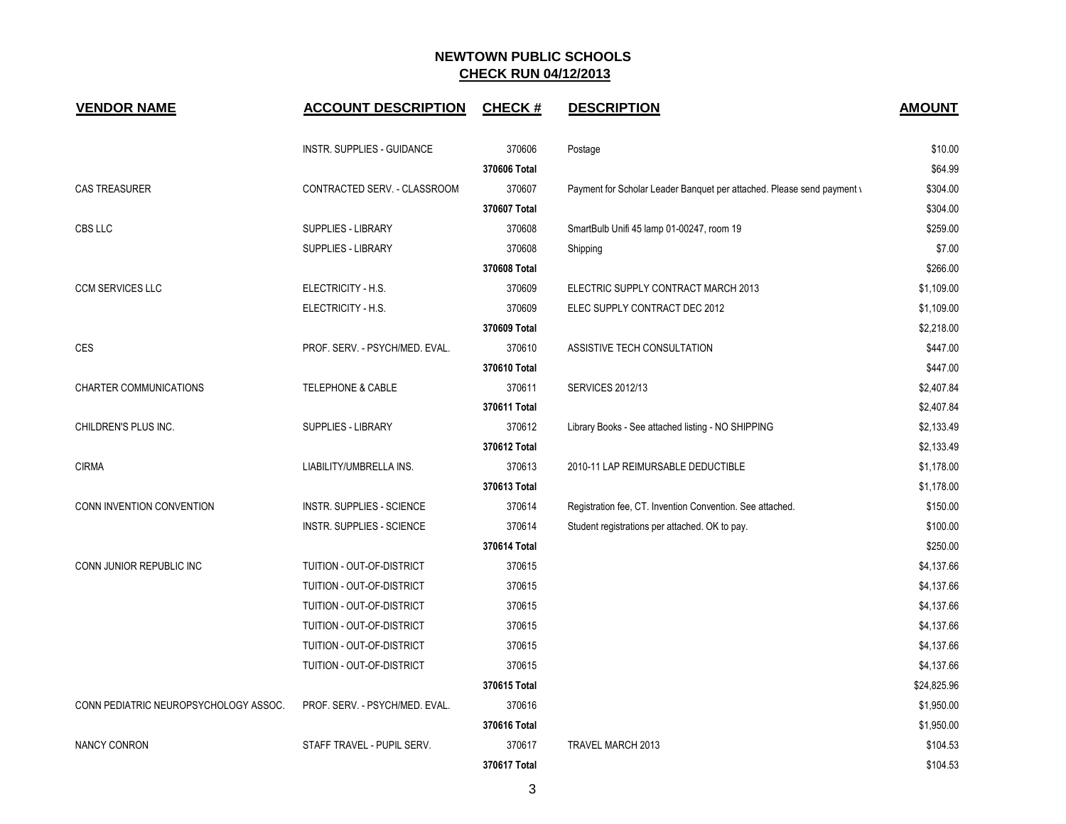## NEWTOWN PUBLIC SCHOOLS
## CHECK RUN 04/12/2013

| VENDOR NAME | ACCOUNT DESCRIPTION | CHECK # | DESCRIPTION | AMOUNT |
|---|---|---|---|---|
| | INSTR. SUPPLIES - GUIDANCE | 370606 | Postage | $10.00 |
| | | 370606 Total | | $64.99 |
| CAS TREASURER | CONTRACTED SERV. - CLASSROOM | 370607 | Payment for Scholar Leader Banquet per attached. Please send payment \ | $304.00 |
| | | 370607 Total | | $304.00 |
| CBS LLC | SUPPLIES - LIBRARY | 370608 | SmartBulb Unifi 45 lamp 01-00247, room 19 | $259.00 |
| | SUPPLIES - LIBRARY | 370608 | Shipping | $7.00 |
| | | 370608 Total | | $266.00 |
| CCM SERVICES LLC | ELECTRICITY - H.S. | 370609 | ELECTRIC SUPPLY CONTRACT MARCH 2013 | $1,109.00 |
| | ELECTRICITY - H.S. | 370609 | ELEC SUPPLY CONTRACT DEC 2012 | $1,109.00 |
| | | 370609 Total | | $2,218.00 |
| CES | PROF. SERV. - PSYCH/MED. EVAL. | 370610 | ASSISTIVE TECH CONSULTATION | $447.00 |
| | | 370610 Total | | $447.00 |
| CHARTER COMMUNICATIONS | TELEPHONE & CABLE | 370611 | SERVICES 2012/13 | $2,407.84 |
| | | 370611 Total | | $2,407.84 |
| CHILDREN'S PLUS INC. | SUPPLIES - LIBRARY | 370612 | Library Books - See attached listing - NO SHIPPING | $2,133.49 |
| | | 370612 Total | | $2,133.49 |
| CIRMA | LIABILITY/UMBRELLA INS. | 370613 | 2010-11 LAP REIMURSABLE DEDUCTIBLE | $1,178.00 |
| | | 370613 Total | | $1,178.00 |
| CONN INVENTION CONVENTION | INSTR. SUPPLIES - SCIENCE | 370614 | Registration fee, CT. Invention Convention. See attached. | $150.00 |
| | INSTR. SUPPLIES - SCIENCE | 370614 | Student registrations per attached. OK to pay. | $100.00 |
| | | 370614 Total | | $250.00 |
| CONN JUNIOR REPUBLIC INC | TUITION - OUT-OF-DISTRICT | 370615 | | $4,137.66 |
| | TUITION - OUT-OF-DISTRICT | 370615 | | $4,137.66 |
| | TUITION - OUT-OF-DISTRICT | 370615 | | $4,137.66 |
| | TUITION - OUT-OF-DISTRICT | 370615 | | $4,137.66 |
| | TUITION - OUT-OF-DISTRICT | 370615 | | $4,137.66 |
| | TUITION - OUT-OF-DISTRICT | 370615 | | $4,137.66 |
| | | 370615 Total | | $24,825.96 |
| CONN PEDIATRIC NEUROPSYCHOLOGY ASSOC. | PROF. SERV. - PSYCH/MED. EVAL. | 370616 | | $1,950.00 |
| | | 370616 Total | | $1,950.00 |
| NANCY CONRON | STAFF TRAVEL - PUPIL SERV. | 370617 | TRAVEL MARCH 2013 | $104.53 |
| | | 370617 Total | | $104.53 |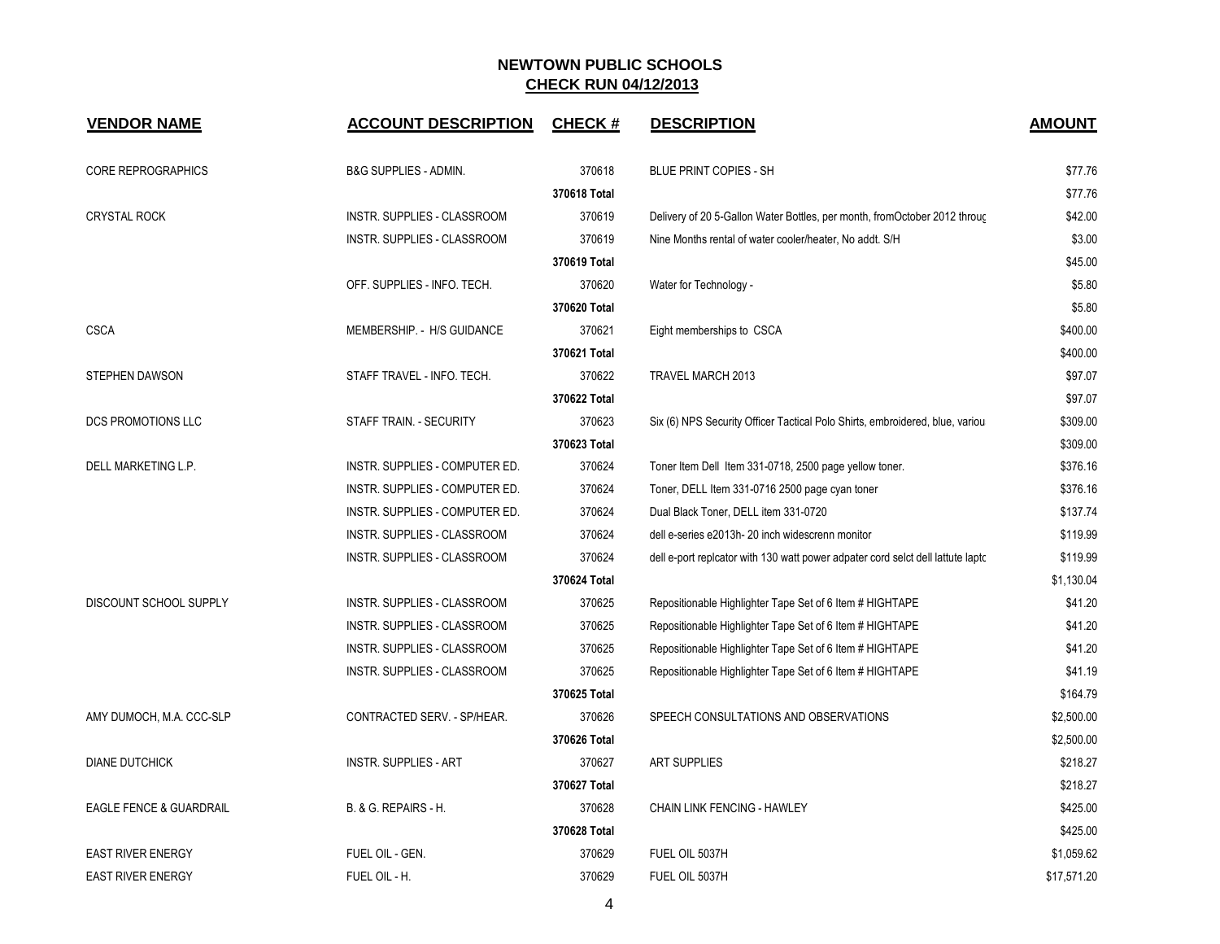# NEWTOWN PUBLIC SCHOOLS
## CHECK RUN 04/12/2013

| VENDOR NAME | ACCOUNT DESCRIPTION | CHECK # | DESCRIPTION | AMOUNT |
|---|---|---|---|---|
| CORE REPROGRAPHICS | B&G SUPPLIES - ADMIN. | 370618 | BLUE PRINT COPIES - SH | $77.76 |
| | | 370618 Total | | $77.76 |
| CRYSTAL ROCK | INSTR. SUPPLIES - CLASSROOM | 370619 | Delivery of 20 5-Gallon Water Bottles, per month, fromOctober 2012 throug | $42.00 |
| | INSTR. SUPPLIES - CLASSROOM | 370619 | Nine Months rental of water cooler/heater, No addt. S/H | $3.00 |
| | | 370619 Total | | $45.00 |
| | OFF. SUPPLIES - INFO. TECH. | 370620 | Water for Technology - | $5.80 |
| | | 370620 Total | | $5.80 |
| CSCA | MEMBERSHIP. - H/S GUIDANCE | 370621 | Eight memberships to CSCA | $400.00 |
| | | 370621 Total | | $400.00 |
| STEPHEN DAWSON | STAFF TRAVEL - INFO. TECH. | 370622 | TRAVEL MARCH 2013 | $97.07 |
| | | 370622 Total | | $97.07 |
| DCS PROMOTIONS LLC | STAFF TRAIN. - SECURITY | 370623 | Six (6) NPS Security Officer Tactical Polo Shirts, embroidered, blue, variou | $309.00 |
| | | 370623 Total | | $309.00 |
| DELL MARKETING L.P. | INSTR. SUPPLIES - COMPUTER ED. | 370624 | Toner Item Dell Item 331-0718, 2500 page yellow toner. | $376.16 |
| | INSTR. SUPPLIES - COMPUTER ED. | 370624 | Toner, DELL Item 331-0716 2500 page cyan toner | $376.16 |
| | INSTR. SUPPLIES - COMPUTER ED. | 370624 | Dual Black Toner, DELL item 331-0720 | $137.74 |
| | INSTR. SUPPLIES - CLASSROOM | 370624 | dell e-series e2013h- 20 inch widescrenn monitor | $119.99 |
| | INSTR. SUPPLIES - CLASSROOM | 370624 | dell e-port replcator with 130 watt power adpater cord selct dell lattute laptc | $119.99 |
| | | 370624 Total | | $1,130.04 |
| DISCOUNT SCHOOL SUPPLY | INSTR. SUPPLIES - CLASSROOM | 370625 | Repositionable Highlighter Tape Set of 6 Item # HIGHTAPE | $41.20 |
| | INSTR. SUPPLIES - CLASSROOM | 370625 | Repositionable Highlighter Tape Set of 6 Item # HIGHTAPE | $41.20 |
| | INSTR. SUPPLIES - CLASSROOM | 370625 | Repositionable Highlighter Tape Set of 6 Item # HIGHTAPE | $41.20 |
| | INSTR. SUPPLIES - CLASSROOM | 370625 | Repositionable Highlighter Tape Set of 6 Item # HIGHTAPE | $41.19 |
| | | 370625 Total | | $164.79 |
| AMY DUMOCH, M.A. CCC-SLP | CONTRACTED SERV. - SP/HEAR. | 370626 | SPEECH CONSULTATIONS AND OBSERVATIONS | $2,500.00 |
| | | 370626 Total | | $2,500.00 |
| DIANE DUTCHICK | INSTR. SUPPLIES - ART | 370627 | ART SUPPLIES | $218.27 |
| | | 370627 Total | | $218.27 |
| EAGLE FENCE & GUARDRAIL | B. & G. REPAIRS - H. | 370628 | CHAIN LINK FENCING - HAWLEY | $425.00 |
| | | 370628 Total | | $425.00 |
| EAST RIVER ENERGY | FUEL OIL - GEN. | 370629 | FUEL OIL 5037H | $1,059.62 |
| EAST RIVER ENERGY | FUEL OIL - H. | 370629 | FUEL OIL 5037H | $17,571.20 |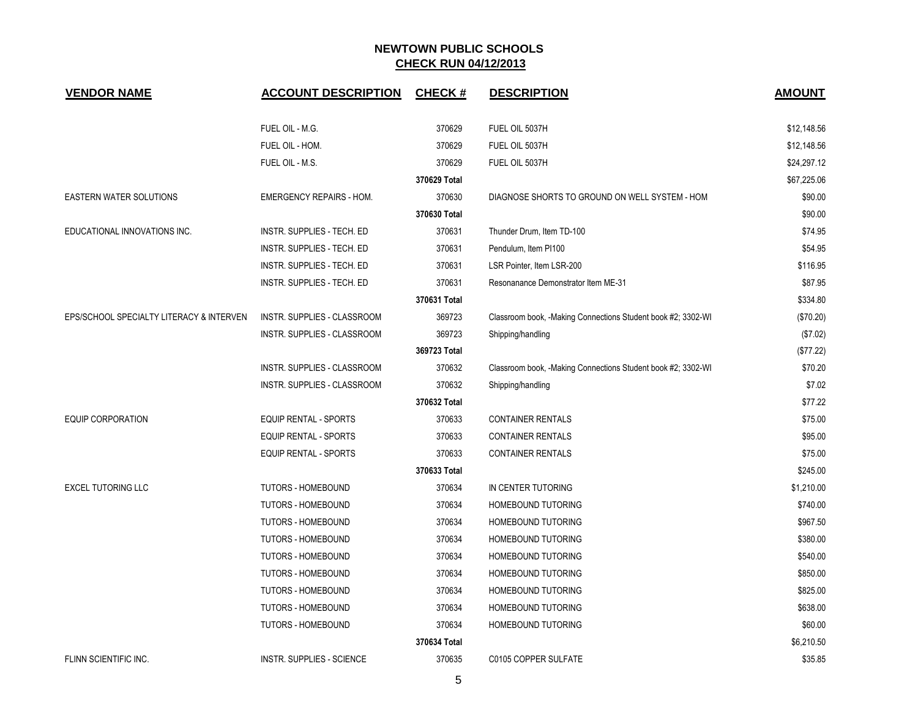## NEWTOWN PUBLIC SCHOOLS
## CHECK RUN 04/12/2013

| VENDOR NAME | ACCOUNT DESCRIPTION | CHECK # | DESCRIPTION | AMOUNT |
|---|---|---|---|---|
| | FUEL OIL - M.G. | 370629 | FUEL OIL 5037H | $12,148.56 |
| | FUEL OIL - HOM. | 370629 | FUEL OIL 5037H | $12,148.56 |
| | FUEL OIL - M.S. | 370629 | FUEL OIL 5037H | $24,297.12 |
| | | **370629 Total** | | $67,225.06 |
| EASTERN WATER SOLUTIONS | EMERGENCY REPAIRS - HOM. | 370630 | DIAGNOSE SHORTS TO GROUND ON WELL SYSTEM - HOM | $90.00 |
| | | **370630 Total** | | $90.00 |
| EDUCATIONAL INNOVATIONS INC. | INSTR. SUPPLIES - TECH. ED | 370631 | Thunder Drum, Item TD-100 | $74.95 |
| | INSTR. SUPPLIES - TECH. ED | 370631 | Pendulum, Item PI100 | $54.95 |
| | INSTR. SUPPLIES - TECH. ED | 370631 | LSR Pointer, Item LSR-200 | $116.95 |
| | INSTR. SUPPLIES - TECH. ED | 370631 | Resonanance Demonstrator Item ME-31 | $87.95 |
| | | **370631 Total** | | $334.80 |
| EPS/SCHOOL SPECIALTY LITERACY & INTERVEN | INSTR. SUPPLIES - CLASSROOM | 369723 | Classroom book, -Making Connections Student book #2; 3302-WI | ($70.20) |
| | INSTR. SUPPLIES - CLASSROOM | 369723 | Shipping/handling | ($7.02) |
| | | **369723 Total** | | ($77.22) |
| | INSTR. SUPPLIES - CLASSROOM | 370632 | Classroom book, -Making Connections Student book #2; 3302-WI | $70.20 |
| | INSTR. SUPPLIES - CLASSROOM | 370632 | Shipping/handling | $7.02 |
| | | **370632 Total** | | $77.22 |
| EQUIP CORPORATION | EQUIP RENTAL - SPORTS | 370633 | CONTAINER RENTALS | $75.00 |
| | EQUIP RENTAL - SPORTS | 370633 | CONTAINER RENTALS | $95.00 |
| | EQUIP RENTAL - SPORTS | 370633 | CONTAINER RENTALS | $75.00 |
| | | **370633 Total** | | $245.00 |
| EXCEL TUTORING LLC | TUTORS - HOMEBOUND | 370634 | IN CENTER TUTORING | $1,210.00 |
| | TUTORS - HOMEBOUND | 370634 | HOMEBOUND TUTORING | $740.00 |
| | TUTORS - HOMEBOUND | 370634 | HOMEBOUND TUTORING | $967.50 |
| | TUTORS - HOMEBOUND | 370634 | HOMEBOUND TUTORING | $380.00 |
| | TUTORS - HOMEBOUND | 370634 | HOMEBOUND TUTORING | $540.00 |
| | TUTORS - HOMEBOUND | 370634 | HOMEBOUND TUTORING | $850.00 |
| | TUTORS - HOMEBOUND | 370634 | HOMEBOUND TUTORING | $825.00 |
| | TUTORS - HOMEBOUND | 370634 | HOMEBOUND TUTORING | $638.00 |
| | TUTORS - HOMEBOUND | 370634 | HOMEBOUND TUTORING | $60.00 |
| | | **370634 Total** | | $6,210.50 |
| FLINN SCIENTIFIC INC. | INSTR. SUPPLIES - SCIENCE | 370635 | C0105 COPPER SULFATE | $35.85 |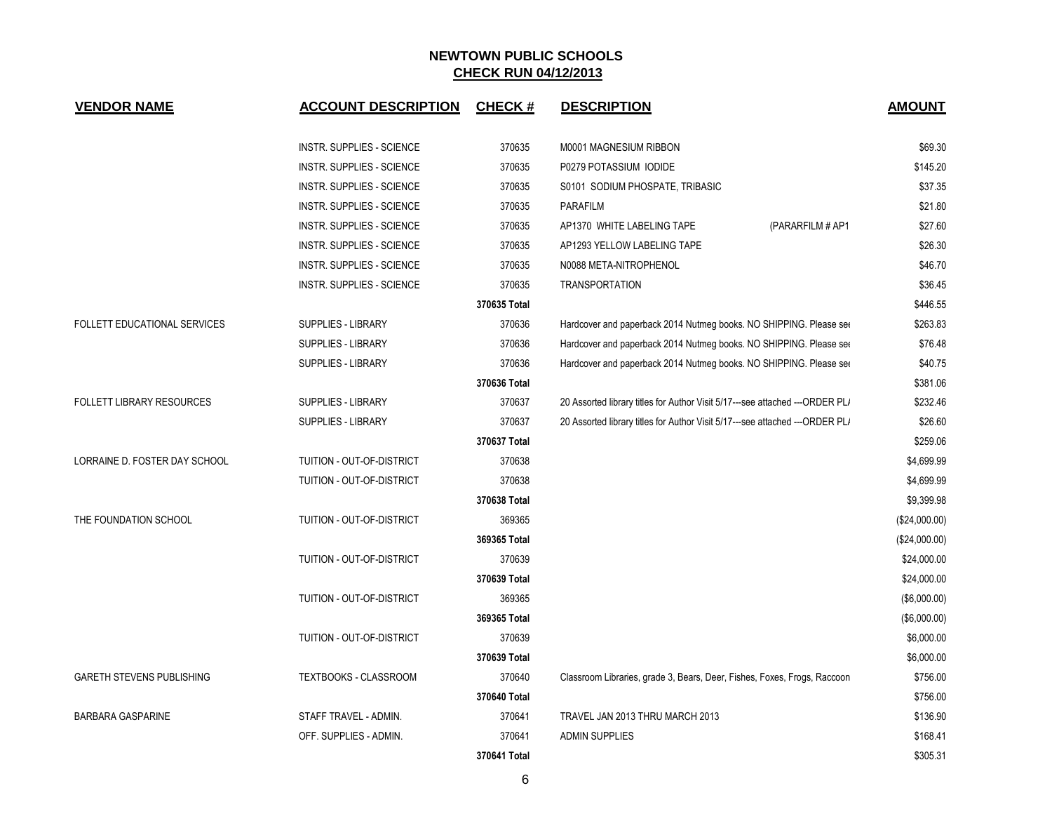## NEWTOWN PUBLIC SCHOOLS
## CHECK RUN 04/12/2013

| VENDOR NAME | ACCOUNT DESCRIPTION | CHECK # | DESCRIPTION | AMOUNT |
|---|---|---|---|---|
| | INSTR. SUPPLIES - SCIENCE | 370635 | M0001 MAGNESIUM RIBBON | $69.30 |
| | INSTR. SUPPLIES - SCIENCE | 370635 | P0279 POTASSIUM IODIDE | $145.20 |
| | INSTR. SUPPLIES - SCIENCE | 370635 | S0101 SODIUM PHOSPATE, TRIBASIC | $37.35 |
| | INSTR. SUPPLIES - SCIENCE | 370635 | PARAFILM | $21.80 |
| | INSTR. SUPPLIES - SCIENCE | 370635 | AP1370 WHITE LABELING TAPE (PARARFILM # AP1 | $27.60 |
| | INSTR. SUPPLIES - SCIENCE | 370635 | AP1293 YELLOW LABELING TAPE | $26.30 |
| | INSTR. SUPPLIES - SCIENCE | 370635 | N0088 META-NITROPHENOL | $46.70 |
| | INSTR. SUPPLIES - SCIENCE | 370635 | TRANSPORTATION | $36.45 |
| | | 370635 Total | | $446.55 |
| FOLLETT EDUCATIONAL SERVICES | SUPPLIES - LIBRARY | 370636 | Hardcover and paperback 2014 Nutmeg books. NO SHIPPING. Please see | $263.83 |
| | SUPPLIES - LIBRARY | 370636 | Hardcover and paperback 2014 Nutmeg books. NO SHIPPING. Please see | $76.48 |
| | SUPPLIES - LIBRARY | 370636 | Hardcover and paperback 2014 Nutmeg books. NO SHIPPING. Please see | $40.75 |
| | | 370636 Total | | $381.06 |
| FOLLETT LIBRARY RESOURCES | SUPPLIES - LIBRARY | 370637 | 20 Assorted library titles for Author Visit 5/17---see attached ---ORDER PL/ | $232.46 |
| | SUPPLIES - LIBRARY | 370637 | 20 Assorted library titles for Author Visit 5/17---see attached ---ORDER PL/ | $26.60 |
| | | 370637 Total | | $259.06 |
| LORRAINE D. FOSTER DAY SCHOOL | TUITION - OUT-OF-DISTRICT | 370638 | | $4,699.99 |
| | TUITION - OUT-OF-DISTRICT | 370638 | | $4,699.99 |
| | | 370638 Total | | $9,399.98 |
| THE FOUNDATION SCHOOL | TUITION - OUT-OF-DISTRICT | 369365 | | ($24,000.00) |
| | | 369365 Total | | ($24,000.00) |
| | TUITION - OUT-OF-DISTRICT | 370639 | | $24,000.00 |
| | | 370639 Total | | $24,000.00 |
| | TUITION - OUT-OF-DISTRICT | 369365 | | ($6,000.00) |
| | | 369365 Total | | ($6,000.00) |
| | TUITION - OUT-OF-DISTRICT | 370639 | | $6,000.00 |
| | | 370639 Total | | $6,000.00 |
| GARETH STEVENS PUBLISHING | TEXTBOOKS - CLASSROOM | 370640 | Classroom Libraries, grade 3, Bears, Deer, Fishes, Foxes, Frogs, Raccoon | $756.00 |
| | | 370640 Total | | $756.00 |
| BARBARA GASPARINE | STAFF TRAVEL - ADMIN. | 370641 | TRAVEL JAN 2013 THRU MARCH 2013 | $136.90 |
| | OFF. SUPPLIES - ADMIN. | 370641 | ADMIN SUPPLIES | $168.41 |
| | | 370641 Total | | $305.31 |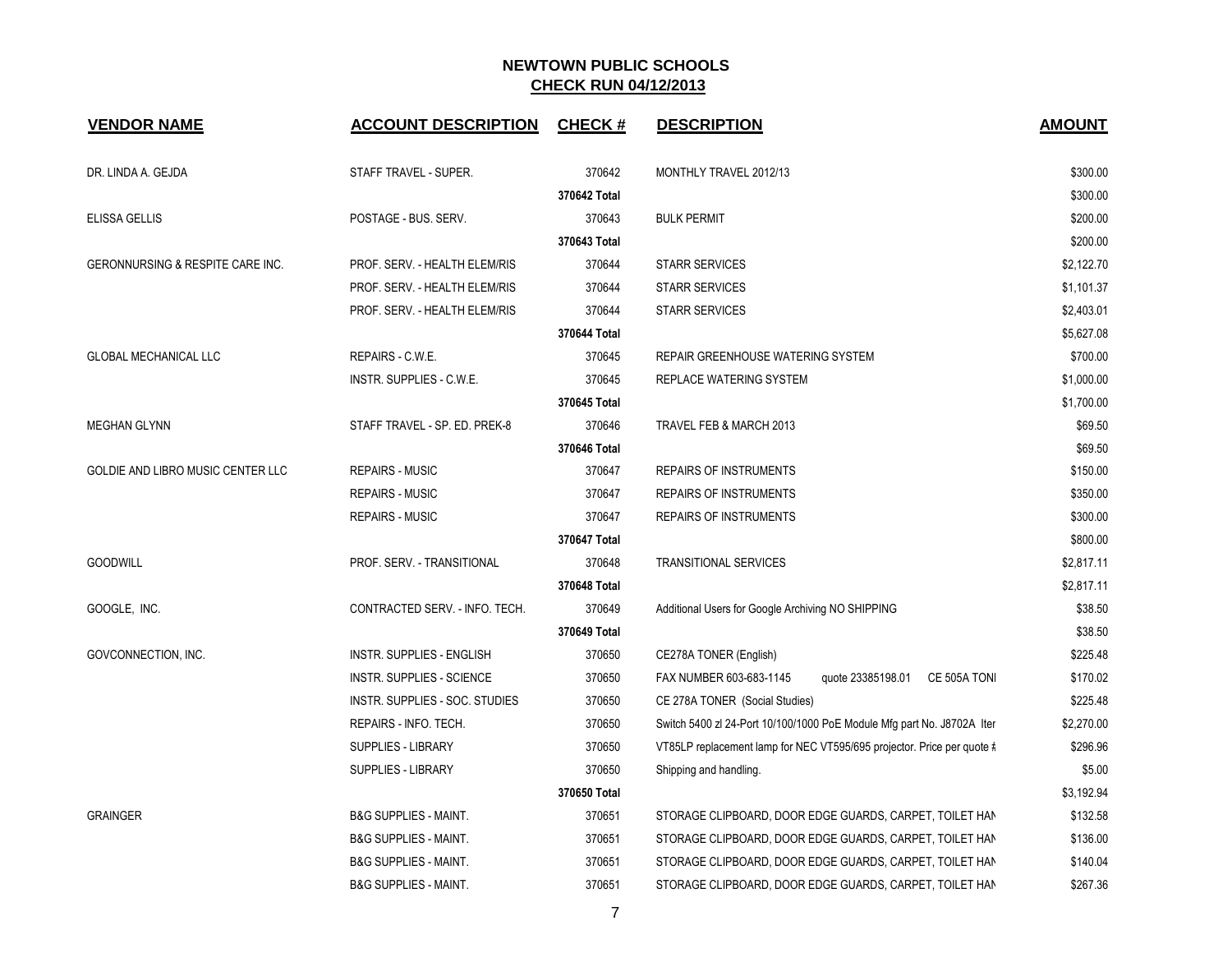# NEWTOWN PUBLIC SCHOOLS

## CHECK RUN 04/12/2013

| VENDOR NAME | ACCOUNT DESCRIPTION | CHECK # | DESCRIPTION | AMOUNT |
|---|---|---|---|---|
| DR. LINDA A. GEJDA | STAFF TRAVEL - SUPER. | 370642 | MONTHLY TRAVEL 2012/13 | $300.00 |
| | | 370642 Total | | $300.00 |
| ELISSA GELLIS | POSTAGE - BUS. SERV. | 370643 | BULK PERMIT | $200.00 |
| | | 370643 Total | | $200.00 |
| GERONNURSING & RESPITE CARE INC. | PROF. SERV. - HEALTH ELEM/RIS | 370644 | STARR SERVICES | $2,122.70 |
| | PROF. SERV. - HEALTH ELEM/RIS | 370644 | STARR SERVICES | $1,101.37 |
| | PROF. SERV. - HEALTH ELEM/RIS | 370644 | STARR SERVICES | $2,403.01 |
| | | 370644 Total | | $5,627.08 |
| GLOBAL MECHANICAL LLC | REPAIRS - C.W.E. | 370645 | REPAIR GREENHOUSE WATERING SYSTEM | $700.00 |
| | INSTR. SUPPLIES - C.W.E. | 370645 | REPLACE WATERING SYSTEM | $1,000.00 |
| | | 370645 Total | | $1,700.00 |
| MEGHAN GLYNN | STAFF TRAVEL - SP. ED. PREK-8 | 370646 | TRAVEL FEB & MARCH 2013 | $69.50 |
| | | 370646 Total | | $69.50 |
| GOLDIE AND LIBRO MUSIC CENTER LLC | REPAIRS - MUSIC | 370647 | REPAIRS OF INSTRUMENTS | $150.00 |
| | REPAIRS - MUSIC | 370647 | REPAIRS OF INSTRUMENTS | $350.00 |
| | REPAIRS - MUSIC | 370647 | REPAIRS OF INSTRUMENTS | $300.00 |
| | | 370647 Total | | $800.00 |
| GOODWILL | PROF. SERV. - TRANSITIONAL | 370648 | TRANSITIONAL SERVICES | $2,817.11 |
| | | 370648 Total | | $2,817.11 |
| GOOGLE, INC. | CONTRACTED SERV. - INFO. TECH. | 370649 | Additional Users for Google Archiving NO SHIPPING | $38.50 |
| | | 370649 Total | | $38.50 |
| GOVCONNECTION, INC. | INSTR. SUPPLIES - ENGLISH | 370650 | CE278A TONER (English) | $225.48 |
| | INSTR. SUPPLIES - SCIENCE | 370650 | FAX NUMBER 603-683-1145 quote 23385198.01 CE 505A TONI | $170.02 |
| | INSTR. SUPPLIES - SOC. STUDIES | 370650 | CE 278A TONER (Social Studies) | $225.48 |
| | REPAIRS - INFO. TECH. | 370650 | Switch 5400 zl 24-Port 10/100/1000 PoE Module Mfg part No. J8702A Iter | $2,270.00 |
| | SUPPLIES - LIBRARY | 370650 | VT85LP replacement lamp for NEC VT595/695 projector. Price per quote # | $296.96 |
| | SUPPLIES - LIBRARY | 370650 | Shipping and handling. | $5.00 |
| | | 370650 Total | | $3,192.94 |
| GRAINGER | B&G SUPPLIES - MAINT. | 370651 | STORAGE CLIPBOARD, DOOR EDGE GUARDS, CARPET, TOILET HAN | $132.58 |
| | B&G SUPPLIES - MAINT. | 370651 | STORAGE CLIPBOARD, DOOR EDGE GUARDS, CARPET, TOILET HAN | $136.00 |
| | B&G SUPPLIES - MAINT. | 370651 | STORAGE CLIPBOARD, DOOR EDGE GUARDS, CARPET, TOILET HAN | $140.04 |
| | B&G SUPPLIES - MAINT. | 370651 | STORAGE CLIPBOARD, DOOR EDGE GUARDS, CARPET, TOILET HAN | $267.36 |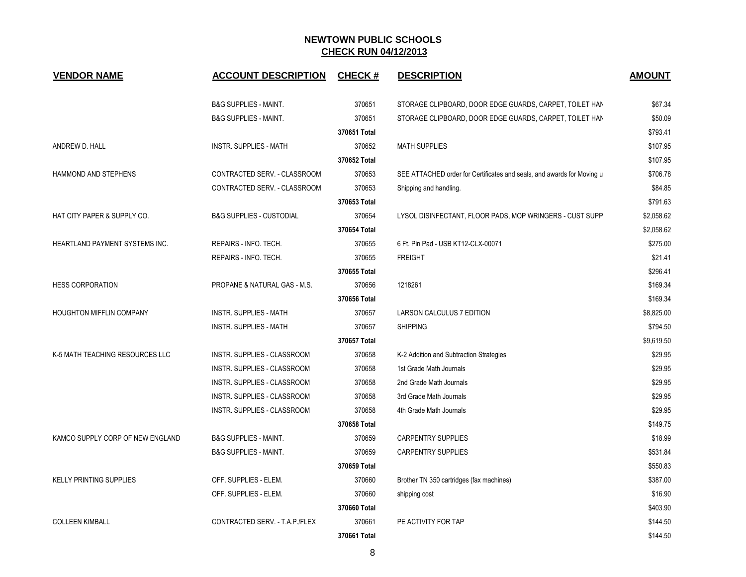# NEWTOWN PUBLIC SCHOOLS

## CHECK RUN 04/12/2013

| VENDOR NAME | ACCOUNT DESCRIPTION | CHECK # | DESCRIPTION | AMOUNT |
|---|---|---|---|---|
| | B&G SUPPLIES - MAINT. | 370651 | STORAGE CLIPBOARD, DOOR EDGE GUARDS, CARPET, TOILET HAN | $67.34 |
| | B&G SUPPLIES - MAINT. | 370651 | STORAGE CLIPBOARD, DOOR EDGE GUARDS, CARPET, TOILET HAN | $50.09 |
| | | 370651 Total | | $793.41 |
| ANDREW D. HALL | INSTR. SUPPLIES - MATH | 370652 | MATH SUPPLIES | $107.95 |
| | | 370652 Total | | $107.95 |
| HAMMOND AND STEPHENS | CONTRACTED SERV. - CLASSROOM | 370653 | SEE ATTACHED order for Certificates and seals, and awards for Moving u | $706.78 |
| | CONTRACTED SERV. - CLASSROOM | 370653 | Shipping and handling. | $84.85 |
| | | 370653 Total | | $791.63 |
| HAT CITY PAPER & SUPPLY CO. | B&G SUPPLIES - CUSTODIAL | 370654 | LYSOL DISINFECTANT, FLOOR PADS, MOP WRINGERS - CUST SUPP | $2,058.62 |
| | | 370654 Total | | $2,058.62 |
| HEARTLAND PAYMENT SYSTEMS INC. | REPAIRS - INFO. TECH. | 370655 | 6 Ft. Pin Pad - USB KT12-CLX-00071 | $275.00 |
| | REPAIRS - INFO. TECH. | 370655 | FREIGHT | $21.41 |
| | | 370655 Total | | $296.41 |
| HESS CORPORATION | PROPANE & NATURAL GAS - M.S. | 370656 | 1218261 | $169.34 |
| | | 370656 Total | | $169.34 |
| HOUGHTON MIFFLIN COMPANY | INSTR. SUPPLIES - MATH | 370657 | LARSON CALCULUS 7 EDITION | $8,825.00 |
| | INSTR. SUPPLIES - MATH | 370657 | SHIPPING | $794.50 |
| | | 370657 Total | | $9,619.50 |
| K-5 MATH TEACHING RESOURCES LLC | INSTR. SUPPLIES - CLASSROOM | 370658 | K-2 Addition and Subtraction Strategies | $29.95 |
| | INSTR. SUPPLIES - CLASSROOM | 370658 | 1st Grade Math Journals | $29.95 |
| | INSTR. SUPPLIES - CLASSROOM | 370658 | 2nd Grade Math Journals | $29.95 |
| | INSTR. SUPPLIES - CLASSROOM | 370658 | 3rd Grade Math Journals | $29.95 |
| | INSTR. SUPPLIES - CLASSROOM | 370658 | 4th Grade Math Journals | $29.95 |
| | | 370658 Total | | $149.75 |
| KAMCO SUPPLY CORP OF NEW ENGLAND | B&G SUPPLIES - MAINT. | 370659 | CARPENTRY SUPPLIES | $18.99 |
| | B&G SUPPLIES - MAINT. | 370659 | CARPENTRY SUPPLIES | $531.84 |
| | | 370659 Total | | $550.83 |
| KELLY PRINTING SUPPLIES | OFF. SUPPLIES - ELEM. | 370660 | Brother TN 350 cartridges (fax machines) | $387.00 |
| | OFF. SUPPLIES - ELEM. | 370660 | shipping cost | $16.90 |
| | | 370660 Total | | $403.90 |
| COLLEEN KIMBALL | CONTRACTED SERV. - T.A.P./FLEX | 370661 | PE ACTIVITY FOR TAP | $144.50 |
| | | 370661 Total | | $144.50 |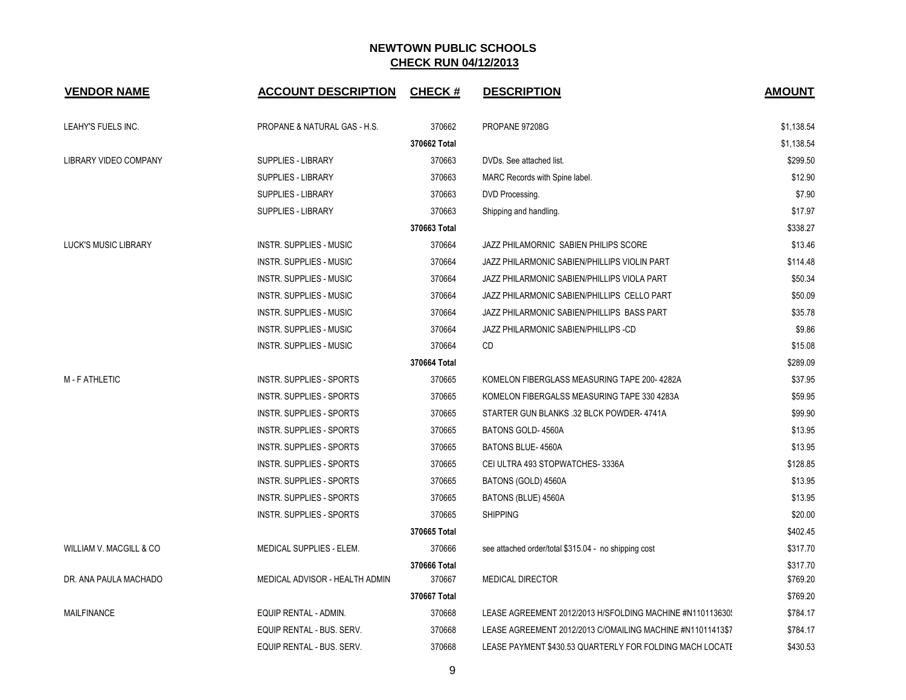## NEWTOWN PUBLIC SCHOOLS
## CHECK RUN 04/12/2013

| VENDOR NAME | ACCOUNT DESCRIPTION | CHECK # | DESCRIPTION | AMOUNT |
|---|---|---|---|---|
| LEAHY'S FUELS INC. | PROPANE & NATURAL GAS - H.S. | 370662 | PROPANE 97208G | $1,138.54 |
| | | 370662 Total | | $1,138.54 |
| LIBRARY VIDEO COMPANY | SUPPLIES - LIBRARY | 370663 | DVDs. See attached list. | $299.50 |
| | SUPPLIES - LIBRARY | 370663 | MARC Records with Spine label. | $12.90 |
| | SUPPLIES - LIBRARY | 370663 | DVD Processing. | $7.90 |
| | SUPPLIES - LIBRARY | 370663 | Shipping and handling. | $17.97 |
| | | 370663 Total | | $338.27 |
| LUCK'S MUSIC LIBRARY | INSTR. SUPPLIES - MUSIC | 370664 | JAZZ PHILAMORNIC SABIEN PHILIPS SCORE | $13.46 |
| | INSTR. SUPPLIES - MUSIC | 370664 | JAZZ PHILARMONIC SABIEN/PHILLIPS VIOLIN PART | $114.48 |
| | INSTR. SUPPLIES - MUSIC | 370664 | JAZZ PHILARMONIC SABIEN/PHILLIPS VIOLA PART | $50.34 |
| | INSTR. SUPPLIES - MUSIC | 370664 | JAZZ PHILARMONIC SABIEN/PHILLIPS CELLO PART | $50.09 |
| | INSTR. SUPPLIES - MUSIC | 370664 | JAZZ PHILARMONIC SABIEN/PHILLIPS BASS PART | $35.78 |
| | INSTR. SUPPLIES - MUSIC | 370664 | JAZZ PHILARMONIC SABIEN/PHILLIPS -CD | $9.86 |
| | INSTR. SUPPLIES - MUSIC | 370664 | CD | $15.08 |
| | | 370664 Total | | $289.09 |
| M - F ATHLETIC | INSTR. SUPPLIES - SPORTS | 370665 | KOMELON FIBERGLASS MEASURING TAPE 200- 4282A | $37.95 |
| | INSTR. SUPPLIES - SPORTS | 370665 | KOMELON FIBERGALSS MEASURING TAPE 330 4283A | $59.95 |
| | INSTR. SUPPLIES - SPORTS | 370665 | STARTER GUN BLANKS .32 BLCK POWDER- 4741A | $99.90 |
| | INSTR. SUPPLIES - SPORTS | 370665 | BATONS GOLD- 4560A | $13.95 |
| | INSTR. SUPPLIES - SPORTS | 370665 | BATONS BLUE- 4560A | $13.95 |
| | INSTR. SUPPLIES - SPORTS | 370665 | CEI ULTRA 493 STOPWATCHES- 3336A | $128.85 |
| | INSTR. SUPPLIES - SPORTS | 370665 | BATONS (GOLD) 4560A | $13.95 |
| | INSTR. SUPPLIES - SPORTS | 370665 | BATONS (BLUE) 4560A | $13.95 |
| | INSTR. SUPPLIES - SPORTS | 370665 | SHIPPING | $20.00 |
| | | 370665 Total | | $402.45 |
| WILLIAM V. MACGILL & CO | MEDICAL SUPPLIES - ELEM. | 370666 | see attached order/total $315.04 - no shipping cost | $317.70 |
| | | 370666 Total | | $317.70 |
| DR. ANA PAULA MACHADO | MEDICAL ADVISOR - HEALTH ADMIN | 370667 | MEDICAL DIRECTOR | $769.20 |
| | | 370667 Total | | $769.20 |
| MAILFINANCE | EQUIP RENTAL - ADMIN. | 370668 | LEASE AGREEMENT 2012/2013 H/SFOLDING MACHINE #N110113630 | $784.17 |
| | EQUIP RENTAL - BUS. SERV. | 370668 | LEASE AGREEMENT 2012/2013 C/OMAILING MACHINE #N11011413$7 | $784.17 |
| | EQUIP RENTAL - BUS. SERV. | 370668 | LEASE PAYMENT $430.53 QUARTERLY FOR FOLDING MACH LOCATE | $430.53 |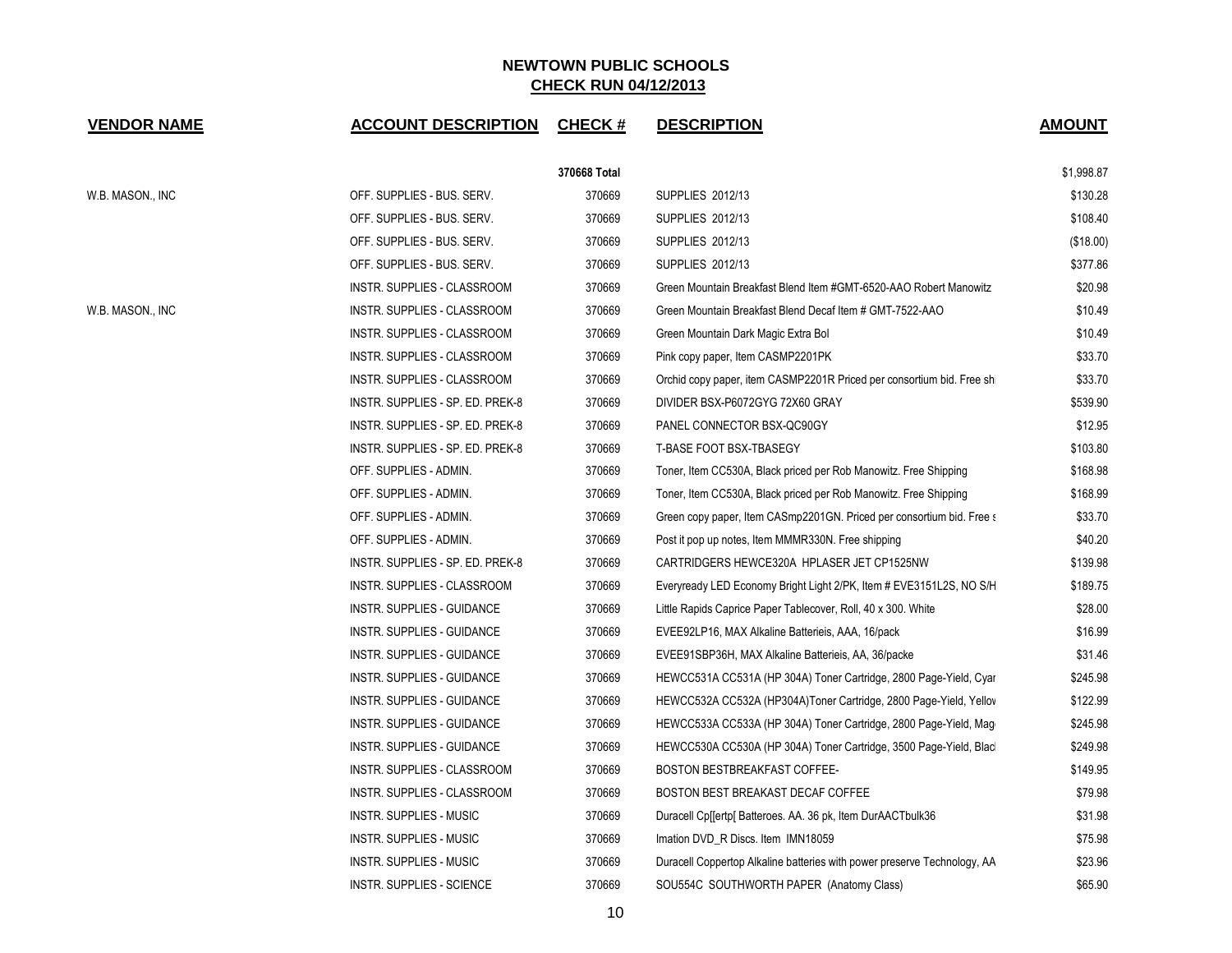# NEWTOWN PUBLIC SCHOOLS

## CHECK RUN 04/12/2013

| VENDOR NAME | ACCOUNT DESCRIPTION | CHECK # | DESCRIPTION | AMOUNT |
|---|---|---|---|---|
| | | **370668 Total** | | $1,998.87 |
| W.B. MASON., INC | OFF. SUPPLIES - BUS. SERV. | 370669 | SUPPLIES 2012/13 | $130.28 |
| | OFF. SUPPLIES - BUS. SERV. | 370669 | SUPPLIES 2012/13 | $108.40 |
| | OFF. SUPPLIES - BUS. SERV. | 370669 | SUPPLIES 2012/13 | ($18.00) |
| | OFF. SUPPLIES - BUS. SERV. | 370669 | SUPPLIES 2012/13 | $377.86 |
| | INSTR. SUPPLIES - CLASSROOM | 370669 | Green Mountain Breakfast Blend Item #GMT-6520-AAO Robert Manowitz | $20.98 |
| W.B. MASON., INC | INSTR. SUPPLIES - CLASSROOM | 370669 | Green Mountain Breakfast Blend Decaf Item # GMT-7522-AAO | $10.49 |
| | INSTR. SUPPLIES - CLASSROOM | 370669 | Green Mountain Dark Magic Extra Bol | $10.49 |
| | INSTR. SUPPLIES - CLASSROOM | 370669 | Pink copy paper, Item CASMP2201PK | $33.70 |
| | INSTR. SUPPLIES - CLASSROOM | 370669 | Orchid copy paper, item CASMP2201R Priced per consortium bid. Free sh | $33.70 |
| | INSTR. SUPPLIES - SP. ED. PREK-8 | 370669 | DIVIDER BSX-P6072GYG 72X60 GRAY | $539.90 |
| | INSTR. SUPPLIES - SP. ED. PREK-8 | 370669 | PANEL CONNECTOR BSX-QC90GY | $12.95 |
| | INSTR. SUPPLIES - SP. ED. PREK-8 | 370669 | T-BASE FOOT BSX-TBASEGY | $103.80 |
| | OFF. SUPPLIES - ADMIN. | 370669 | Toner, Item CC530A, Black priced per Rob Manowitz. Free Shipping | $168.98 |
| | OFF. SUPPLIES - ADMIN. | 370669 | Toner, Item CC530A, Black priced per Rob Manowitz. Free Shipping | $168.99 |
| | OFF. SUPPLIES - ADMIN. | 370669 | Green copy paper, Item CASmp2201GN. Priced per consortium bid. Free s | $33.70 |
| | OFF. SUPPLIES - ADMIN. | 370669 | Post it pop up notes, Item MMMR330N. Free shipping | $40.20 |
| | INSTR. SUPPLIES - SP. ED. PREK-8 | 370669 | CARTRIDGERS HEWCE320A HPLASER JET CP1525NW | $139.98 |
| | INSTR. SUPPLIES - CLASSROOM | 370669 | Everyready LED Economy Bright Light 2/PK, Item # EVE3151L2S, NO S/H | $189.75 |
| | INSTR. SUPPLIES - GUIDANCE | 370669 | Little Rapids Caprice Paper Tablecover, Roll, 40 x 300. White | $28.00 |
| | INSTR. SUPPLIES - GUIDANCE | 370669 | EVEE92LP16, MAX Alkaline Batterieis, AAA, 16/pack | $16.99 |
| | INSTR. SUPPLIES - GUIDANCE | 370669 | EVEE91SBP36H, MAX Alkaline Batterieis, AA, 36/packe | $31.46 |
| | INSTR. SUPPLIES - GUIDANCE | 370669 | HEWCC531A CC531A (HP 304A) Toner Cartridge, 2800 Page-Yield, Cyar | $245.98 |
| | INSTR. SUPPLIES - GUIDANCE | 370669 | HEWCC532A CC532A (HP304A)Toner Cartridge, 2800 Page-Yield, Yellov | $122.99 |
| | INSTR. SUPPLIES - GUIDANCE | 370669 | HEWCC533A CC533A (HP 304A) Toner Cartridge, 2800 Page-Yield, Mag | $245.98 |
| | INSTR. SUPPLIES - GUIDANCE | 370669 | HEWCC530A CC530A (HP 304A) Toner Cartridge, 3500 Page-Yield, Blacl | $249.98 |
| | INSTR. SUPPLIES - CLASSROOM | 370669 | BOSTON BESTBREAKFAST COFFEE- | $149.95 |
| | INSTR. SUPPLIES - CLASSROOM | 370669 | BOSTON BEST BREAKAST DECAF COFFEE | $79.98 |
| | INSTR. SUPPLIES - MUSIC | 370669 | Duracell Cp[[ertp[ Batteroes. AA. 36 pk, Item DurAACTbulk36 | $31.98 |
| | INSTR. SUPPLIES - MUSIC | 370669 | Imation DVD_R Discs. Item IMN18059 | $75.98 |
| | INSTR. SUPPLIES - MUSIC | 370669 | Duracell Coppertop Alkaline batteries with power preserve Technology, AA | $23.96 |
| | INSTR. SUPPLIES - SCIENCE | 370669 | SOU554C SOUTHWORTH PAPER (Anatomy Class) | $65.90 |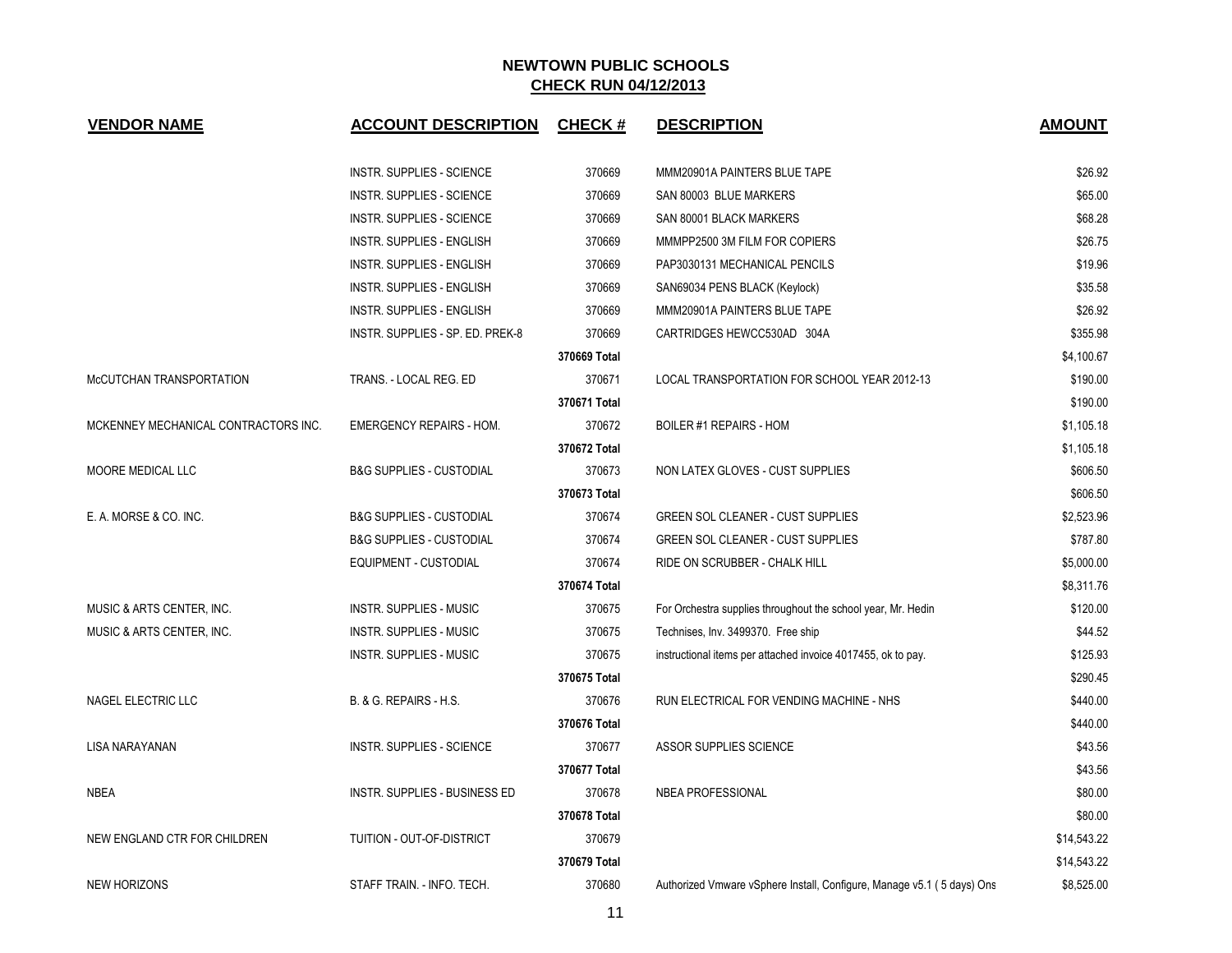# NEWTOWN PUBLIC SCHOOLS

## CHECK RUN 04/12/2013

| VENDOR NAME | ACCOUNT DESCRIPTION | CHECK # | DESCRIPTION | AMOUNT |
|---|---|---|---|---|
| | INSTR. SUPPLIES - SCIENCE | 370669 | MMM20901A PAINTERS BLUE TAPE | $26.92 |
| | INSTR. SUPPLIES - SCIENCE | 370669 | SAN 80003 BLUE MARKERS | $65.00 |
| | INSTR. SUPPLIES - SCIENCE | 370669 | SAN 80001 BLACK MARKERS | $68.28 |
| | INSTR. SUPPLIES - ENGLISH | 370669 | MMMPP2500 3M FILM FOR COPIERS | $26.75 |
| | INSTR. SUPPLIES - ENGLISH | 370669 | PAP3030131 MECHANICAL PENCILS | $19.96 |
| | INSTR. SUPPLIES - ENGLISH | 370669 | SAN69034 PENS BLACK (Keylock) | $35.58 |
| | INSTR. SUPPLIES - ENGLISH | 370669 | MMM20901A PAINTERS BLUE TAPE | $26.92 |
| | INSTR. SUPPLIES - SP. ED. PREK-8 | 370669 | CARTRIDGES HEWCC530AD 304A | $355.98 |
| | | 370669 Total | | $4,100.67 |
| McCUTCHAN TRANSPORTATION | TRANS. - LOCAL REG. ED | 370671 | LOCAL TRANSPORTATION FOR SCHOOL YEAR 2012-13 | $190.00 |
| | | 370671 Total | | $190.00 |
| MCKENNEY MECHANICAL CONTRACTORS INC. | EMERGENCY REPAIRS - HOM. | 370672 | BOILER #1 REPAIRS - HOM | $1,105.18 |
| | | 370672 Total | | $1,105.18 |
| MOORE MEDICAL LLC | B&G SUPPLIES - CUSTODIAL | 370673 | NON LATEX GLOVES - CUST SUPPLIES | $606.50 |
| | | 370673 Total | | $606.50 |
| E. A. MORSE & CO. INC. | B&G SUPPLIES - CUSTODIAL | 370674 | GREEN SOL CLEANER - CUST SUPPLIES | $2,523.96 |
| | B&G SUPPLIES - CUSTODIAL | 370674 | GREEN SOL CLEANER - CUST SUPPLIES | $787.80 |
| | EQUIPMENT - CUSTODIAL | 370674 | RIDE ON SCRUBBER - CHALK HILL | $5,000.00 |
| | | 370674 Total | | $8,311.76 |
| MUSIC & ARTS CENTER, INC. | INSTR. SUPPLIES - MUSIC | 370675 | For Orchestra supplies throughout the school year, Mr. Hedin | $120.00 |
| MUSIC & ARTS CENTER, INC. | INSTR. SUPPLIES - MUSIC | 370675 | Technises, Inv. 3499370. Free ship | $44.52 |
| | INSTR. SUPPLIES - MUSIC | 370675 | instructional items per attached invoice 4017455, ok to pay. | $125.93 |
| | | 370675 Total | | $290.45 |
| NAGEL ELECTRIC LLC | B. & G. REPAIRS - H.S. | 370676 | RUN ELECTRICAL FOR VENDING MACHINE - NHS | $440.00 |
| | | 370676 Total | | $440.00 |
| LISA NARAYANAN | INSTR. SUPPLIES - SCIENCE | 370677 | ASSOR SUPPLIES SCIENCE | $43.56 |
| | | 370677 Total | | $43.56 |
| NBEA | INSTR. SUPPLIES - BUSINESS ED | 370678 | NBEA PROFESSIONAL | $80.00 |
| | | 370678 Total | | $80.00 |
| NEW ENGLAND CTR FOR CHILDREN | TUITION - OUT-OF-DISTRICT | 370679 | | $14,543.22 |
| | | 370679 Total | | $14,543.22 |
| NEW HORIZONS | STAFF TRAIN. - INFO. TECH. | 370680 | Authorized Vmware vSphere Install, Configure, Manage v5.1 ( 5 days) Ons | $8,525.00 |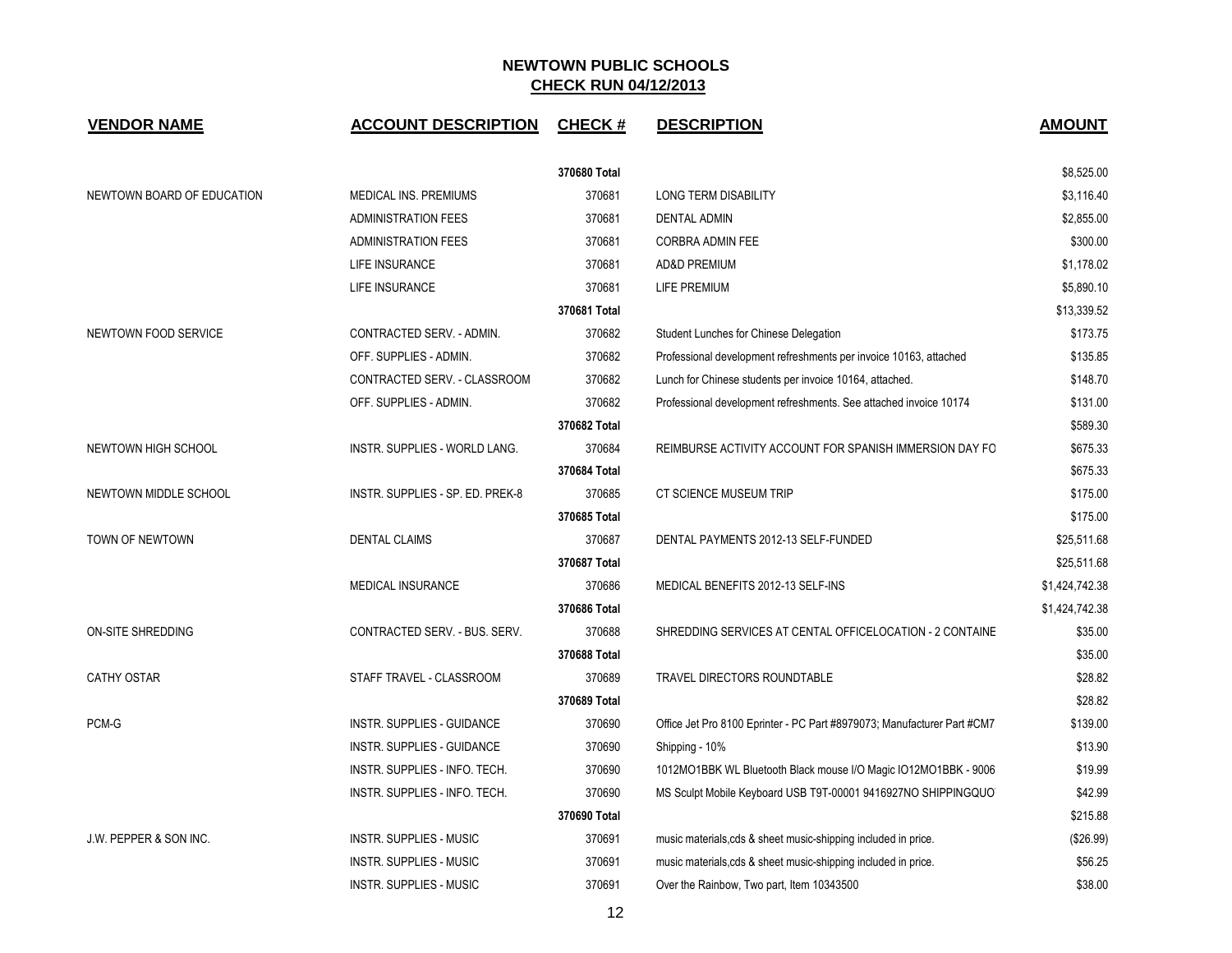# NEWTOWN PUBLIC SCHOOLS

## CHECK RUN 04/12/2013

| VENDOR NAME | ACCOUNT DESCRIPTION | CHECK # | DESCRIPTION | AMOUNT |
|---|---|---|---|---|
| | | 370680 Total | | $8,525.00 |
| NEWTOWN BOARD OF EDUCATION | MEDICAL INS. PREMIUMS | 370681 | LONG TERM DISABILITY | $3,116.40 |
| | ADMINISTRATION FEES | 370681 | DENTAL ADMIN | $2,855.00 |
| | ADMINISTRATION FEES | 370681 | CORBRA ADMIN FEE | $300.00 |
| | LIFE INSURANCE | 370681 | AD&D PREMIUM | $1,178.02 |
| | LIFE INSURANCE | 370681 | LIFE PREMIUM | $5,890.10 |
| | | 370681 Total | | $13,339.52 |
| NEWTOWN FOOD SERVICE | CONTRACTED SERV. - ADMIN. | 370682 | Student Lunches for Chinese Delegation | $173.75 |
| | OFF. SUPPLIES - ADMIN. | 370682 | Professional development refreshments per invoice 10163, attached | $135.85 |
| | CONTRACTED SERV. - CLASSROOM | 370682 | Lunch for Chinese students per invoice 10164, attached. | $148.70 |
| | OFF. SUPPLIES - ADMIN. | 370682 | Professional development refreshments. See attached invoice 10174 | $131.00 |
| | | 370682 Total | | $589.30 |
| NEWTOWN HIGH SCHOOL | INSTR. SUPPLIES - WORLD LANG. | 370684 | REIMBURSE ACTIVITY ACCOUNT FOR SPANISH IMMERSION DAY FO | $675.33 |
| | | 370684 Total | | $675.33 |
| NEWTOWN MIDDLE SCHOOL | INSTR. SUPPLIES - SP. ED. PREK-8 | 370685 | CT SCIENCE MUSEUM TRIP | $175.00 |
| | | 370685 Total | | $175.00 |
| TOWN OF NEWTOWN | DENTAL CLAIMS | 370687 | DENTAL PAYMENTS 2012-13 SELF-FUNDED | $25,511.68 |
| | | 370687 Total | | $25,511.68 |
| | MEDICAL INSURANCE | 370686 | MEDICAL BENEFITS 2012-13 SELF-INS | $1,424,742.38 |
| | | 370686 Total | | $1,424,742.38 |
| ON-SITE SHREDDING | CONTRACTED SERV. - BUS. SERV. | 370688 | SHREDDING SERVICES AT CENTAL OFFICELOCATION - 2 CONTAINE | $35.00 |
| | | 370688 Total | | $35.00 |
| CATHY OSTAR | STAFF TRAVEL - CLASSROOM | 370689 | TRAVEL DIRECTORS ROUNDTABLE | $28.82 |
| | | 370689 Total | | $28.82 |
| PCM-G | INSTR. SUPPLIES - GUIDANCE | 370690 | Office Jet Pro 8100 Eprinter - PC Part #8979073; Manufacturer Part #CM7 | $139.00 |
| | INSTR. SUPPLIES - GUIDANCE | 370690 | Shipping - 10% | $13.90 |
| | INSTR. SUPPLIES - INFO. TECH. | 370690 | 1012MO1BBK WL Bluetooth Black mouse I/O Magic IO12MO1BBK - 9006 | $19.99 |
| | INSTR. SUPPLIES - INFO. TECH. | 370690 | MS Sculpt Mobile Keyboard USB T9T-00001 9416927NO SHIPPINGQUO | $42.99 |
| | | 370690 Total | | $215.88 |
| J.W. PEPPER & SON INC. | INSTR. SUPPLIES - MUSIC | 370691 | music materials,cds & sheet music-shipping included in price. | ($26.99) |
| | INSTR. SUPPLIES - MUSIC | 370691 | music materials,cds & sheet music-shipping included in price. | $56.25 |
| | INSTR. SUPPLIES - MUSIC | 370691 | Over the Rainbow, Two part, Item 10343500 | $38.00 |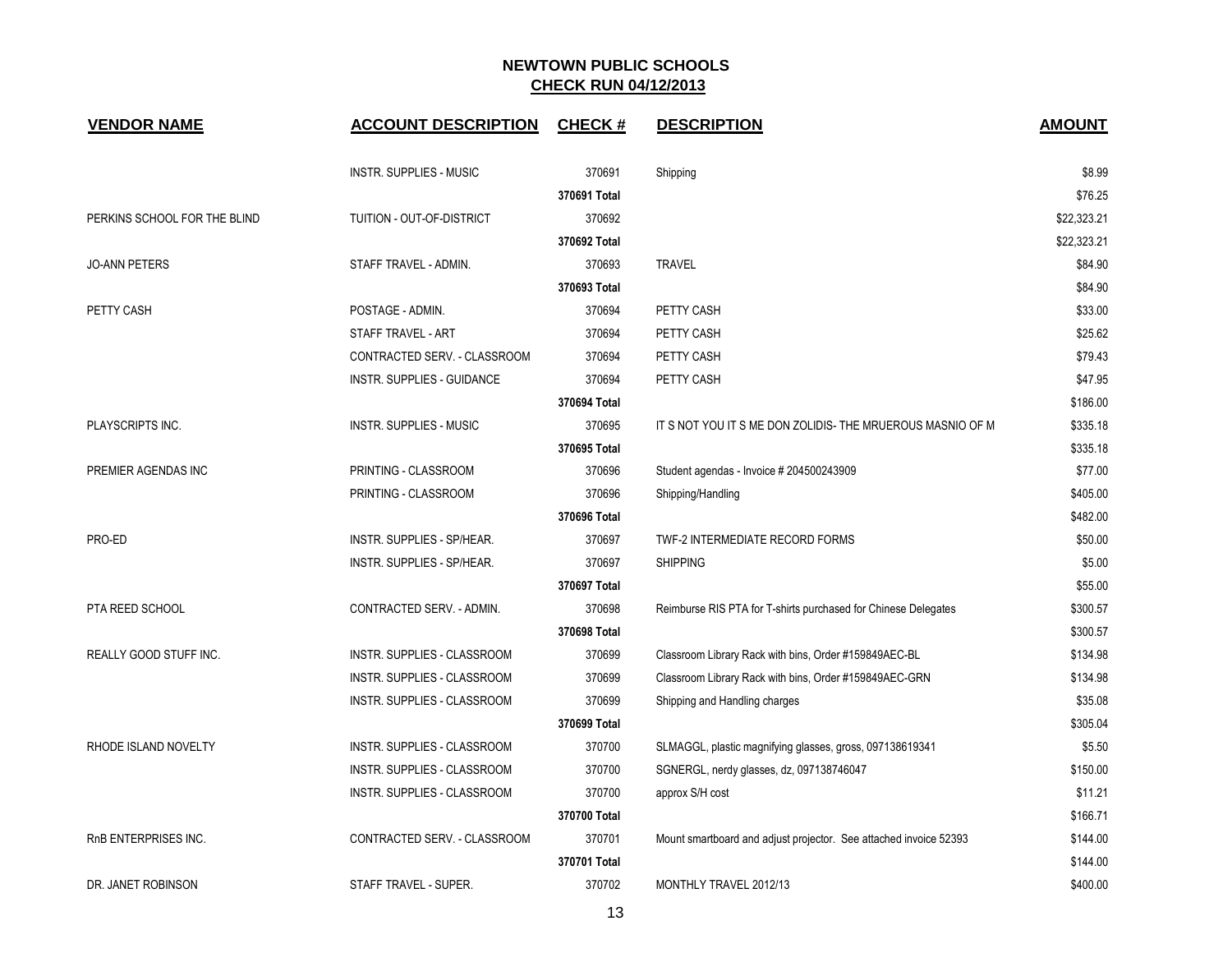# NEWTOWN PUBLIC SCHOOLS

## CHECK RUN 04/12/2013

| VENDOR NAME | ACCOUNT DESCRIPTION | CHECK # | DESCRIPTION | AMOUNT |
|---|---|---|---|---|
| | INSTR. SUPPLIES - MUSIC | 370691 | Shipping | $8.99 |
| | | 370691 Total | | $76.25 |
| PERKINS SCHOOL FOR THE BLIND | TUITION - OUT-OF-DISTRICT | 370692 | | $22,323.21 |
| | | 370692 Total | | $22,323.21 |
| JO-ANN PETERS | STAFF TRAVEL - ADMIN. | 370693 | TRAVEL | $84.90 |
| | | 370693 Total | | $84.90 |
| PETTY CASH | POSTAGE - ADMIN. | 370694 | PETTY CASH | $33.00 |
| | STAFF TRAVEL - ART | 370694 | PETTY CASH | $25.62 |
| | CONTRACTED SERV. - CLASSROOM | 370694 | PETTY CASH | $79.43 |
| | INSTR. SUPPLIES - GUIDANCE | 370694 | PETTY CASH | $47.95 |
| | | 370694 Total | | $186.00 |
| PLAYSCRIPTS INC. | INSTR. SUPPLIES - MUSIC | 370695 | IT S NOT YOU IT S ME DON ZOLIDIS- THE MRUEROUS MASNIO OF M | $335.18 |
| | | 370695 Total | | $335.18 |
| PREMIER AGENDAS INC | PRINTING - CLASSROOM | 370696 | Student agendas - Invoice # 204500243909 | $77.00 |
| | PRINTING - CLASSROOM | 370696 | Shipping/Handling | $405.00 |
| | | 370696 Total | | $482.00 |
| PRO-ED | INSTR. SUPPLIES - SP/HEAR. | 370697 | TWF-2 INTERMEDIATE RECORD FORMS | $50.00 |
| | INSTR. SUPPLIES - SP/HEAR. | 370697 | SHIPPING | $5.00 |
| | | 370697 Total | | $55.00 |
| PTA REED SCHOOL | CONTRACTED SERV. - ADMIN. | 370698 | Reimburse RIS PTA for T-shirts purchased for Chinese Delegates | $300.57 |
| | | 370698 Total | | $300.57 |
| REALLY GOOD STUFF INC. | INSTR. SUPPLIES - CLASSROOM | 370699 | Classroom Library Rack with bins, Order #159849AEC-BL | $134.98 |
| | INSTR. SUPPLIES - CLASSROOM | 370699 | Classroom Library Rack with bins, Order #159849AEC-GRN | $134.98 |
| | INSTR. SUPPLIES - CLASSROOM | 370699 | Shipping and Handling charges | $35.08 |
| | | 370699 Total | | $305.04 |
| RHODE ISLAND NOVELTY | INSTR. SUPPLIES - CLASSROOM | 370700 | SLMAGGL, plastic magnifying glasses, gross, 097138619341 | $5.50 |
| | INSTR. SUPPLIES - CLASSROOM | 370700 | SGNERGL, nerdy glasses, dz, 097138746047 | $150.00 |
| | INSTR. SUPPLIES - CLASSROOM | 370700 | approx S/H cost | $11.21 |
| | | 370700 Total | | $166.71 |
| RnB ENTERPRISES INC. | CONTRACTED SERV. - CLASSROOM | 370701 | Mount smartboard and adjust projector. See attached invoice 52393 | $144.00 |
| | | 370701 Total | | $144.00 |
| DR. JANET ROBINSON | STAFF TRAVEL - SUPER. | 370702 | MONTHLY TRAVEL 2012/13 | $400.00 |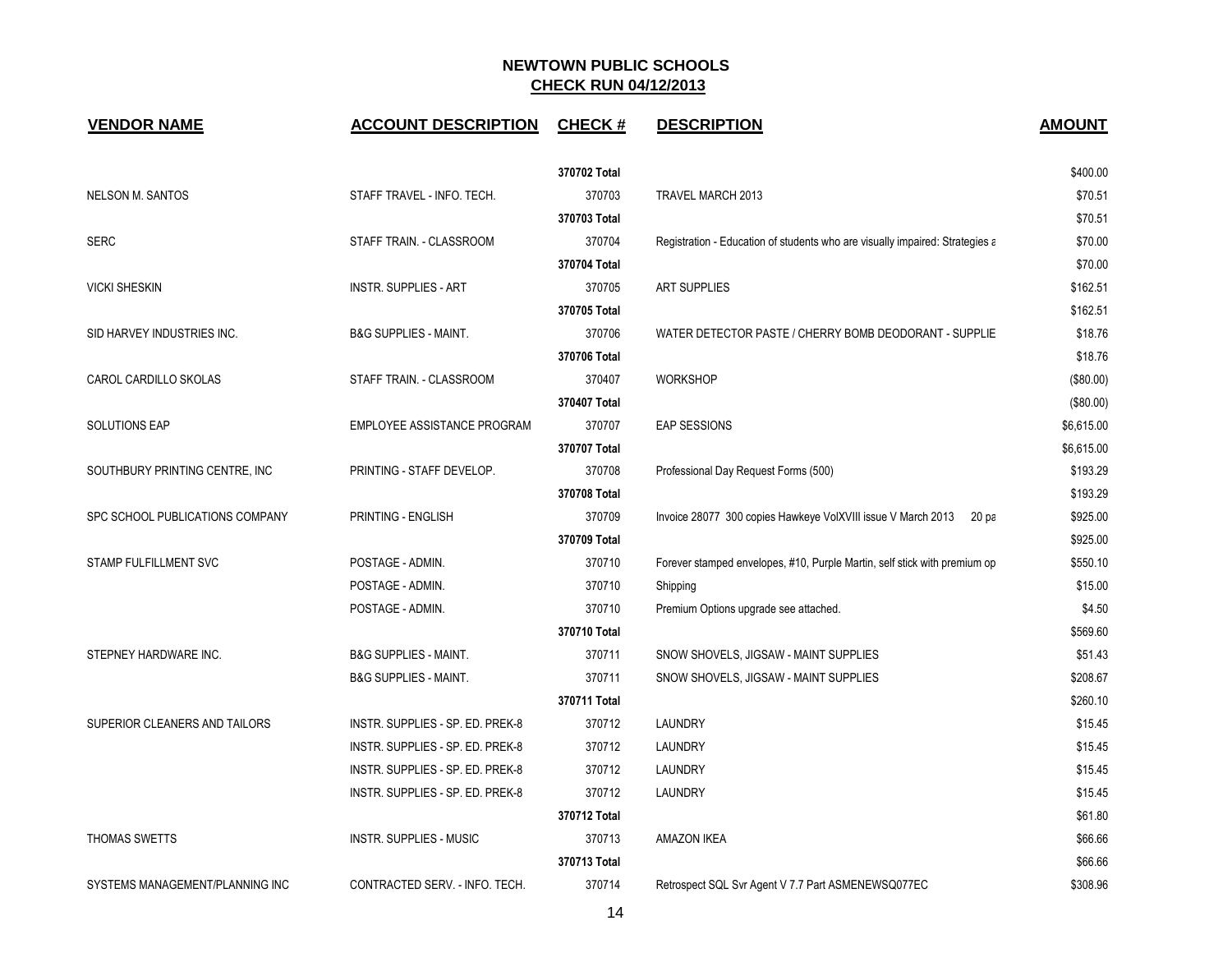**NEWTOWN PUBLIC SCHOOLS**
**CHECK RUN 04/12/2013**

| VENDOR NAME | ACCOUNT DESCRIPTION | CHECK # | DESCRIPTION | AMOUNT |
|---|---|---|---|---|
| | | 370702 Total | | $400.00 |
| NELSON M. SANTOS | STAFF TRAVEL - INFO. TECH. | 370703 | TRAVEL MARCH 2013 | $70.51 |
| | | 370703 Total | | $70.51 |
| SERC | STAFF TRAIN. - CLASSROOM | 370704 | Registration - Education of students who are visually impaired: Strategies a | $70.00 |
| | | 370704 Total | | $70.00 |
| VICKI SHESKIN | INSTR. SUPPLIES - ART | 370705 | ART SUPPLIES | $162.51 |
| | | 370705 Total | | $162.51 |
| SID HARVEY INDUSTRIES INC. | B&G SUPPLIES - MAINT. | 370706 | WATER DETECTOR PASTE / CHERRY BOMB DEODORANT - SUPPLIE | $18.76 |
| | | 370706 Total | | $18.76 |
| CAROL CARDILLO SKOLAS | STAFF TRAIN. - CLASSROOM | 370407 | WORKSHOP | ($80.00) |
| | | 370407 Total | | ($80.00) |
| SOLUTIONS EAP | EMPLOYEE ASSISTANCE PROGRAM | 370707 | EAP SESSIONS | $6,615.00 |
| | | 370707 Total | | $6,615.00 |
| SOUTHBURY PRINTING CENTRE, INC | PRINTING - STAFF DEVELOP. | 370708 | Professional Day Request Forms (500) | $193.29 |
| | | 370708 Total | | $193.29 |
| SPC SCHOOL PUBLICATIONS COMPANY | PRINTING - ENGLISH | 370709 | Invoice 28077 300 copies Hawkeye VolXVIII issue V March 2013 20 pa | $925.00 |
| | | 370709 Total | | $925.00 |
| STAMP FULFILLMENT SVC | POSTAGE - ADMIN. | 370710 | Forever stamped envelopes, #10, Purple Martin, self stick with premium op | $550.10 |
| | POSTAGE - ADMIN. | 370710 | Shipping | $15.00 |
| | POSTAGE - ADMIN. | 370710 | Premium Options upgrade see attached. | $4.50 |
| | | 370710 Total | | $569.60 |
| STEPNEY HARDWARE INC. | B&G SUPPLIES - MAINT. | 370711 | SNOW SHOVELS, JIGSAW - MAINT SUPPLIES | $51.43 |
| | B&G SUPPLIES - MAINT. | 370711 | SNOW SHOVELS, JIGSAW - MAINT SUPPLIES | $208.67 |
| | | 370711 Total | | $260.10 |
| SUPERIOR CLEANERS AND TAILORS | INSTR. SUPPLIES - SP. ED. PREK-8 | 370712 | LAUNDRY | $15.45 |
| | INSTR. SUPPLIES - SP. ED. PREK-8 | 370712 | LAUNDRY | $15.45 |
| | INSTR. SUPPLIES - SP. ED. PREK-8 | 370712 | LAUNDRY | $15.45 |
| | INSTR. SUPPLIES - SP. ED. PREK-8 | 370712 | LAUNDRY | $15.45 |
| | | 370712 Total | | $61.80 |
| THOMAS SWETTS | INSTR. SUPPLIES - MUSIC | 370713 | AMAZON IKEA | $66.66 |
| | | 370713 Total | | $66.66 |
| SYSTEMS MANAGEMENT/PLANNING INC | CONTRACTED SERV. - INFO. TECH. | 370714 | Retrospect SQL Svr Agent V 7.7 Part ASMENEWSQ077EC | $308.96 |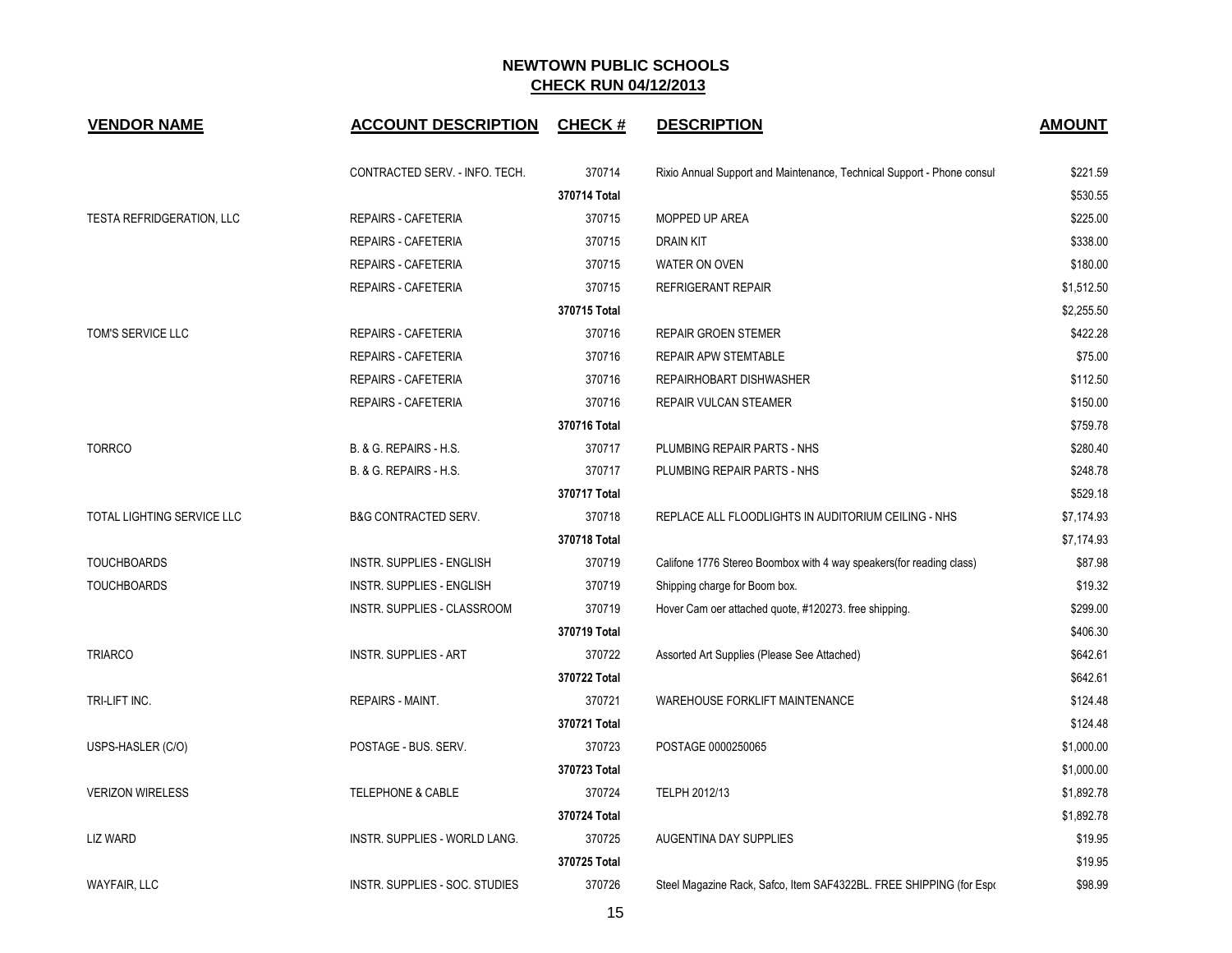# NEWTOWN PUBLIC SCHOOLS

## CHECK RUN 04/12/2013

| VENDOR NAME | ACCOUNT DESCRIPTION | CHECK # | DESCRIPTION | AMOUNT |
|---|---|---|---|---|
| | CONTRACTED SERV. - INFO. TECH. | 370714 | Rixio Annual Support and Maintenance, Technical Support - Phone consul | $221.59 |
| | | 370714 Total | | $530.55 |
| TESTA REFRIDGERATION, LLC | REPAIRS - CAFETERIA | 370715 | MOPPED UP AREA | $225.00 |
| | REPAIRS - CAFETERIA | 370715 | DRAIN KIT | $338.00 |
| | REPAIRS - CAFETERIA | 370715 | WATER ON OVEN | $180.00 |
| | REPAIRS - CAFETERIA | 370715 | REFRIGERANT REPAIR | $1,512.50 |
| | | 370715 Total | | $2,255.50 |
| TOM'S SERVICE LLC | REPAIRS - CAFETERIA | 370716 | REPAIR GROEN STEMER | $422.28 |
| | REPAIRS - CAFETERIA | 370716 | REPAIR APW STEMTABLE | $75.00 |
| | REPAIRS - CAFETERIA | 370716 | REPAIRHOBART DISHWASHER | $112.50 |
| | REPAIRS - CAFETERIA | 370716 | REPAIR VULCAN STEAMER | $150.00 |
| | | 370716 Total | | $759.78 |
| TORRCO | B. & G. REPAIRS - H.S. | 370717 | PLUMBING REPAIR PARTS - NHS | $280.40 |
| | B. & G. REPAIRS - H.S. | 370717 | PLUMBING REPAIR PARTS - NHS | $248.78 |
| | | 370717 Total | | $529.18 |
| TOTAL LIGHTING SERVICE LLC | B&G CONTRACTED SERV. | 370718 | REPLACE ALL FLOODLIGHTS IN AUDITORIUM CEILING - NHS | $7,174.93 |
| | | 370718 Total | | $7,174.93 |
| TOUCHBOARDS | INSTR. SUPPLIES - ENGLISH | 370719 | Califone 1776 Stereo Boombox with 4 way speakers(for reading class) | $87.98 |
| TOUCHBOARDS | INSTR. SUPPLIES - ENGLISH | 370719 | Shipping charge for Boom box. | $19.32 |
| | INSTR. SUPPLIES - CLASSROOM | 370719 | Hover Cam oer attached quote, #120273. free shipping. | $299.00 |
| | | 370719 Total | | $406.30 |
| TRIARCO | INSTR. SUPPLIES - ART | 370722 | Assorted Art Supplies (Please See Attached) | $642.61 |
| | | 370722 Total | | $642.61 |
| TRI-LIFT INC. | REPAIRS - MAINT. | 370721 | WAREHOUSE FORKLIFT MAINTENANCE | $124.48 |
| | | 370721 Total | | $124.48 |
| USPS-HASLER (C/O) | POSTAGE - BUS. SERV. | 370723 | POSTAGE 0000250065 | $1,000.00 |
| | | 370723 Total | | $1,000.00 |
| VERIZON WIRELESS | TELEPHONE & CABLE | 370724 | TELPH 2012/13 | $1,892.78 |
| | | 370724 Total | | $1,892.78 |
| LIZ WARD | INSTR. SUPPLIES - WORLD LANG. | 370725 | AUGENTINA DAY SUPPLIES | $19.95 |
| | | 370725 Total | | $19.95 |
| WAYFAIR, LLC | INSTR. SUPPLIES - SOC. STUDIES | 370726 | Steel Magazine Rack, Safco, Item SAF4322BL. FREE SHIPPING (for Espo | $98.99 |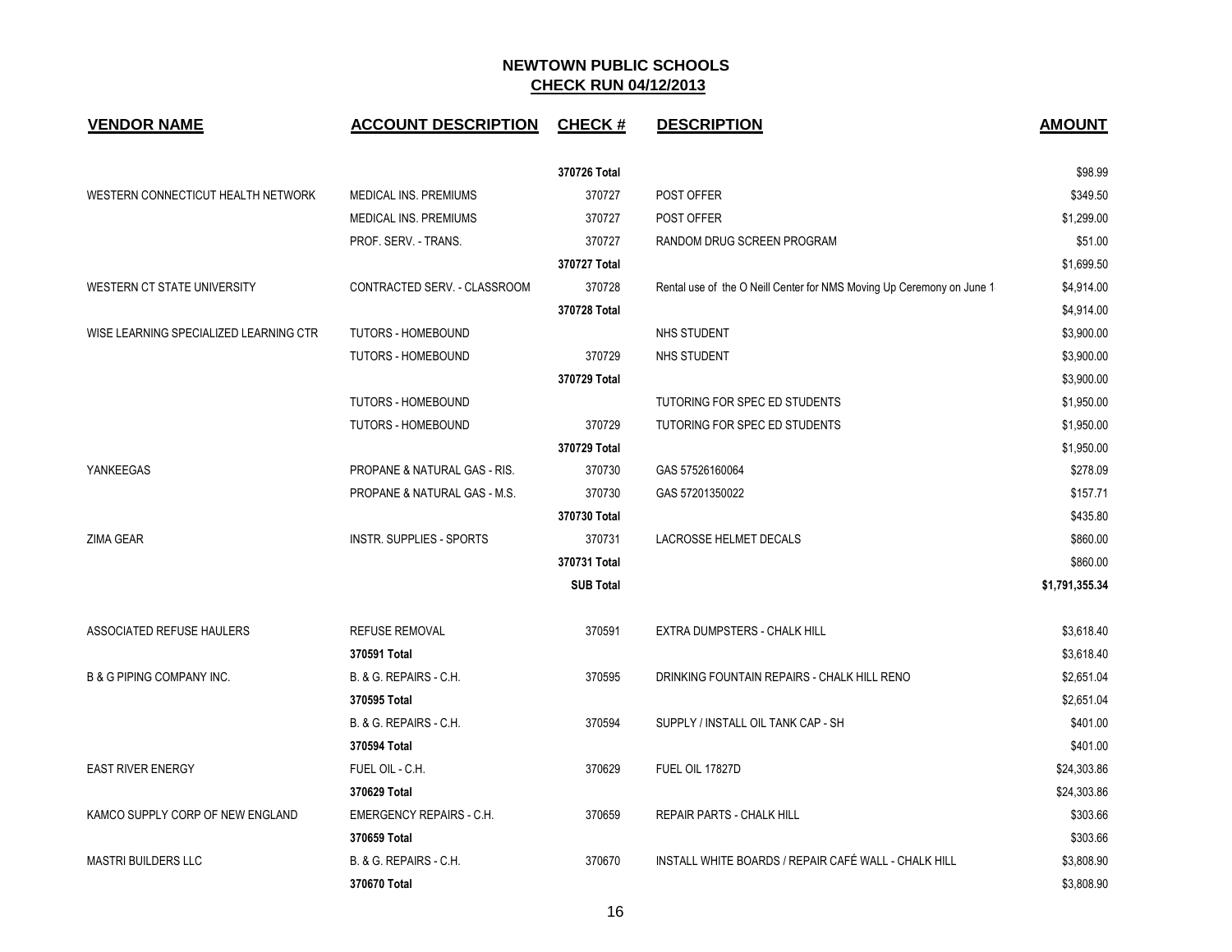# NEWTOWN PUBLIC SCHOOLS

## CHECK RUN 04/12/2013

| VENDOR NAME | ACCOUNT DESCRIPTION | CHECK # | DESCRIPTION | AMOUNT |
|---|---|---|---|---|
| | | 370726 Total | | $98.99 |
| WESTERN CONNECTICUT HEALTH NETWORK | MEDICAL INS. PREMIUMS | 370727 | POST OFFER | $349.50 |
| | MEDICAL INS. PREMIUMS | 370727 | POST OFFER | $1,299.00 |
| | PROF. SERV. - TRANS. | 370727 | RANDOM DRUG SCREEN PROGRAM | $51.00 |
| | | 370727 Total | | $1,699.50 |
| WESTERN CT STATE UNIVERSITY | CONTRACTED SERV. - CLASSROOM | 370728 | Rental use of the O Neill Center for NMS Moving Up Ceremony on June 1 | $4,914.00 |
| | | 370728 Total | | $4,914.00 |
| WISE LEARNING SPECIALIZED LEARNING CTR | TUTORS - HOMEBOUND | | NHS STUDENT | $3,900.00 |
| | TUTORS - HOMEBOUND | 370729 | NHS STUDENT | $3,900.00 |
| | | 370729 Total | | $3,900.00 |
| | TUTORS - HOMEBOUND | | TUTORING FOR SPEC ED STUDENTS | $1,950.00 |
| | TUTORS - HOMEBOUND | 370729 | TUTORING FOR SPEC ED STUDENTS | $1,950.00 |
| | | 370729 Total | | $1,950.00 |
| YANKEEGAS | PROPANE & NATURAL GAS - RIS. | 370730 | GAS 57526160064 | $278.09 |
| | PROPANE & NATURAL GAS - M.S. | 370730 | GAS 57201350022 | $157.71 |
| | | 370730 Total | | $435.80 |
| ZIMA GEAR | INSTR. SUPPLIES - SPORTS | 370731 | LACROSSE HELMET DECALS | $860.00 |
| | | 370731 Total | | $860.00 |
| | | SUB Total | | $1,791,355.34 |
| ASSOCIATED REFUSE HAULERS | REFUSE REMOVAL | 370591 | EXTRA DUMPSTERS - CHALK HILL | $3,618.40 |
| | 370591 Total | | | $3,618.40 |
| B & G PIPING COMPANY INC. | B. & G. REPAIRS - C.H. | 370595 | DRINKING FOUNTAIN REPAIRS - CHALK HILL RENO | $2,651.04 |
| | 370595 Total | | | $2,651.04 |
| | B. & G. REPAIRS - C.H. | 370594 | SUPPLY / INSTALL OIL TANK CAP - SH | $401.00 |
| | 370594 Total | | | $401.00 |
| EAST RIVER ENERGY | FUEL OIL - C.H. | 370629 | FUEL OIL 17827D | $24,303.86 |
| | 370629 Total | | | $24,303.86 |
| KAMCO SUPPLY CORP OF NEW ENGLAND | EMERGENCY REPAIRS - C.H. | 370659 | REPAIR PARTS - CHALK HILL | $303.66 |
| | 370659 Total | | | $303.66 |
| MASTRI BUILDERS LLC | B. & G. REPAIRS - C.H. | 370670 | INSTALL WHITE BOARDS / REPAIR CAFÉ WALL - CHALK HILL | $3,808.90 |
| | 370670 Total | | | $3,808.90 |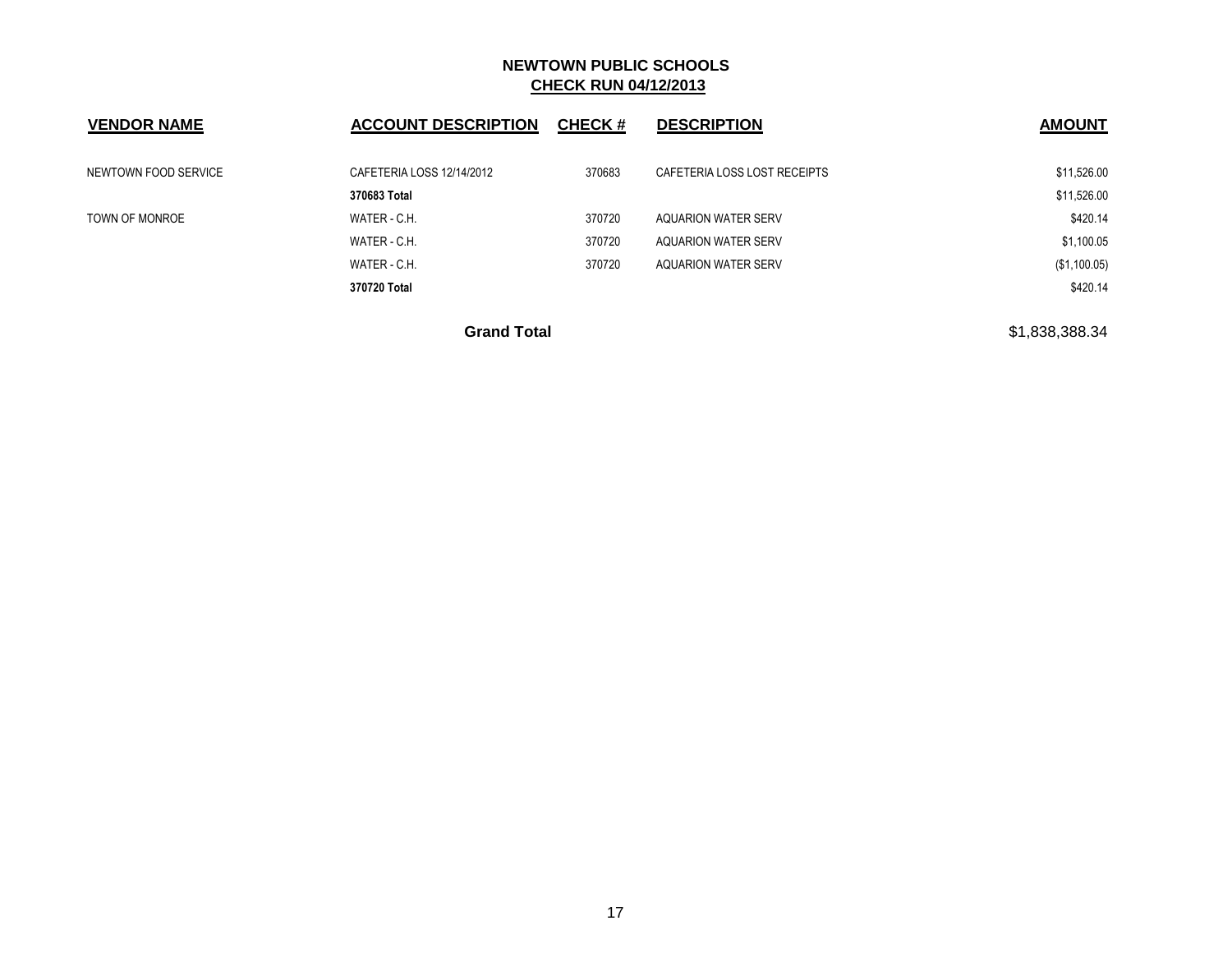# NEWTOWN PUBLIC SCHOOLS

## CHECK RUN 04/12/2013

| VENDOR NAME | ACCOUNT DESCRIPTION | CHECK # | DESCRIPTION | AMOUNT |
|---|---|---|---|---|
| NEWTOWN FOOD SERVICE | CAFETERIA LOSS 12/14/2012 | 370683 | CAFETERIA LOSS LOST RECEIPTS | $11,526.00 |
| | **370683 Total** | | | $11,526.00 |
| TOWN OF MONROE | WATER - C.H. | 370720 | AQUARION WATER SERV | $420.14 |
| | WATER - C.H. | 370720 | AQUARION WATER SERV | $1,100.05 |
| | WATER - C.H. | 370720 | AQUARION WATER SERV | ($1,100.05) |
| | **370720 Total** | | | $420.14 |
| | **Grand Total** | | | $1,838,388.34 |